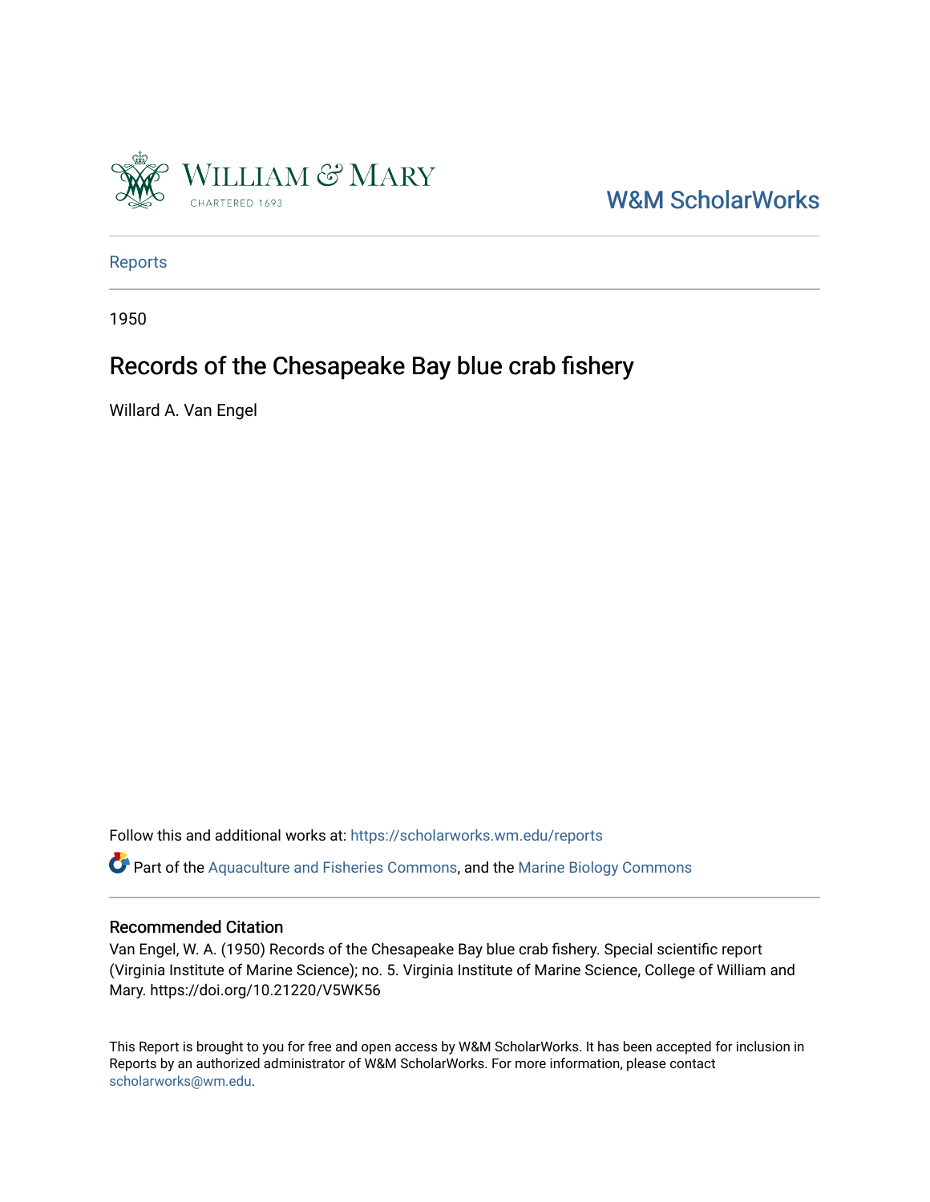William & Mary
CHARTERED 1693

W&M ScholarWorks

Reports

1950

# Records of the Chesapeake Bay blue crab fishery

Willard A. Van Engel

Follow this and additional works at: https://scholarworks.wm.edu/reports

Part of the Aquaculture and Fisheries Commons, and the Marine Biology Commons

## Recommended Citation

Van Engel, W. A. (1950) Records of the Chesapeake Bay blue crab fishery. Special scientific report (Virginia Institute of Marine Science); no. 5. Virginia Institute of Marine Science, College of William and Mary. https://doi.org/10.21220/V5WK56

This Report is brought to you for free and open access by W&M ScholarWorks. It has been accepted for inclusion in Reports by an authorized administrator of W&M ScholarWorks. For more information, please contact scholarworks@wm.edu.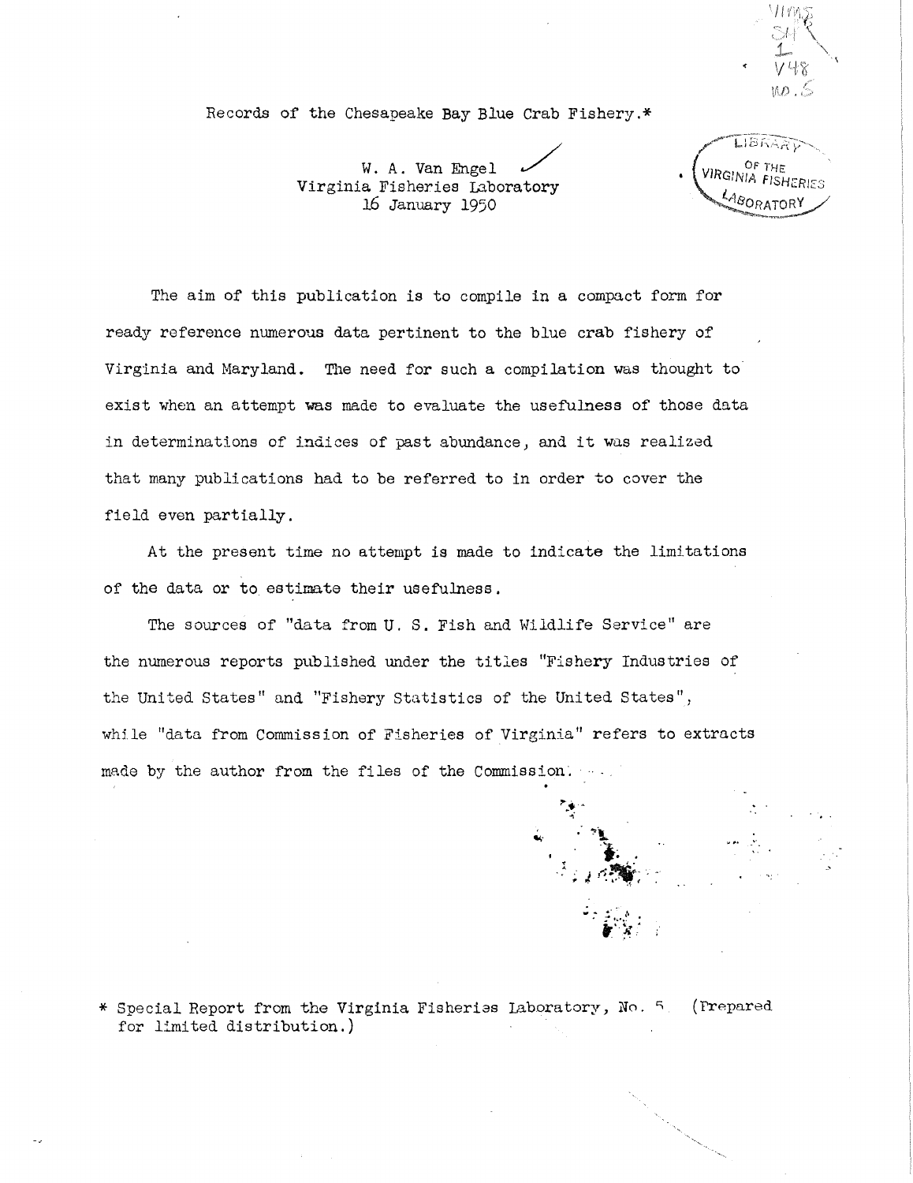# Records of the Chesapeake Bay Blue Crab Fishery.*

W. A. Van Engel
Virginia Fisheries Laboratory
16 January 1950

The aim of this publication is to compile in a compact form for ready reference numerous data pertinent to the blue crab fishery of Virginia and Maryland. The need for such a compilation was thought to exist when an attempt was made to evaluate the usefulness of those data in determinations of indices of past abundance, and it was realized that many publications had to be referred to in order to cover the field even partially.

At the present time no attempt is made to indicate the limitations of the data or to estimate their usefulness.

The sources of "data from U. S. Fish and Wildlife Service" are the numerous reports published under the titles "Fishery Industries of the United States" and "Fishery Statistics of the United States", while "data from Commission of Fisheries of Virginia" refers to extracts made by the author from the files of the Commission.

\* Special Report from the Virginia Fisheries Laboratory, No. 5 (Prepared for limited distribution.)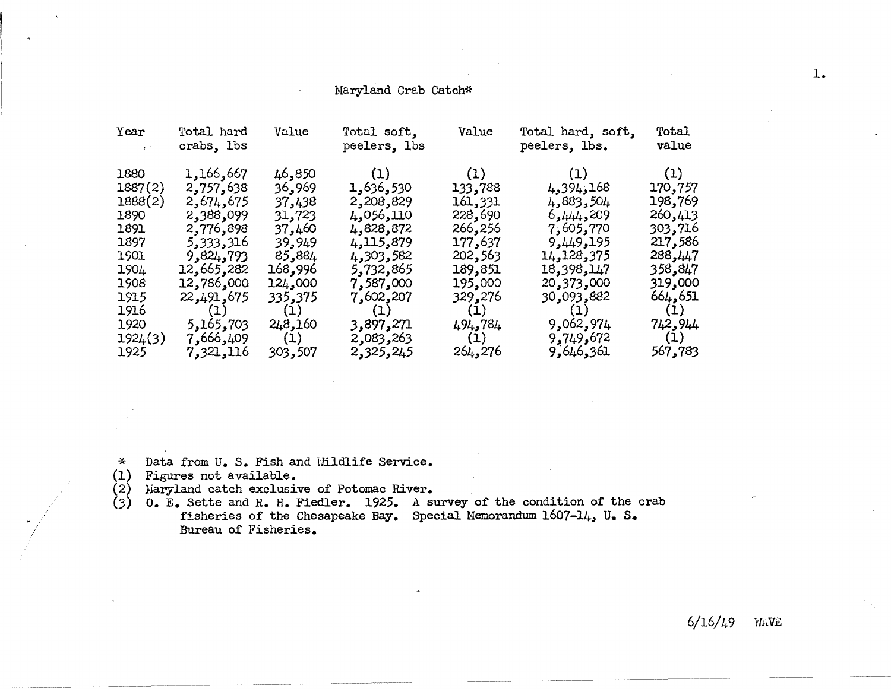Maryland Crab Catch*

| Year | Total hard crabs, lbs | Value | Total soft, peelers, lbs | Value | Total hard, soft, peelers, lbs. | Total value |
|---|---|---|---|---|---|---|
| 1880 | 1,166,667 | 46,850 | (1) | (1) | (1) | (1) |
| 1887(2) | 2,757,638 | 36,969 | 1,636,530 | 133,788 | 4,394,168 | 170,757 |
| 1888(2) | 2,674,675 | 37,438 | 2,208,829 | 161,331 | 4,883,504 | 198,769 |
| 1890 | 2,388,099 | 31,723 | 4,056,110 | 228,690 | 6,444,209 | 260,413 |
| 1891 | 2,776,898 | 37,460 | 4,828,872 | 266,256 | 7,605,770 | 303,716 |
| 1897 | 5,333,316 | 39,949 | 4,115,879 | 177,637 | 9,449,195 | 217,586 |
| 1901 | 9,824,793 | 85,884 | 4,303,582 | 202,563 | 14,128,375 | 288,447 |
| 1904 | 12,665,282 | 168,996 | 5,732,865 | 189,851 | 18,398,147 | 358,847 |
| 1908 | 12,786,000 | 124,000 | 7,587,000 | 195,000 | 20,373,000 | 319,000 |
| 1915 | 22,491,675 | 335,375 | 7,602,207 | 329,276 | 30,093,882 | 664,651 |
| 1916 | (1) | (1) | (1) | (1) | (1) | (1) |
| 1920 | 5,165,703 | 248,160 | 3,897,271 | 494,784 | 9,062,974 | 742,944 |
| 1924(3) | 7,666,409 | (1) | 2,083,263 | (1) | 9,749,672 | (1) |
| 1925 | 7,321,116 | 303,507 | 2,325,245 | 264,276 | 9,646,361 | 567,783 |

\* Data from U. S. Fish and Wildlife Service.

(1) Figures not available.

(2) Maryland catch exclusive of Potomac River.

(3) O. E. Sette and R. H. Fiedler. 1925. A survey of the condition of the crab fisheries of the Chesapeake Bay. Special Memorandum 1607-14, U. S. Bureau of Fisheries.

6/16/49 WAVE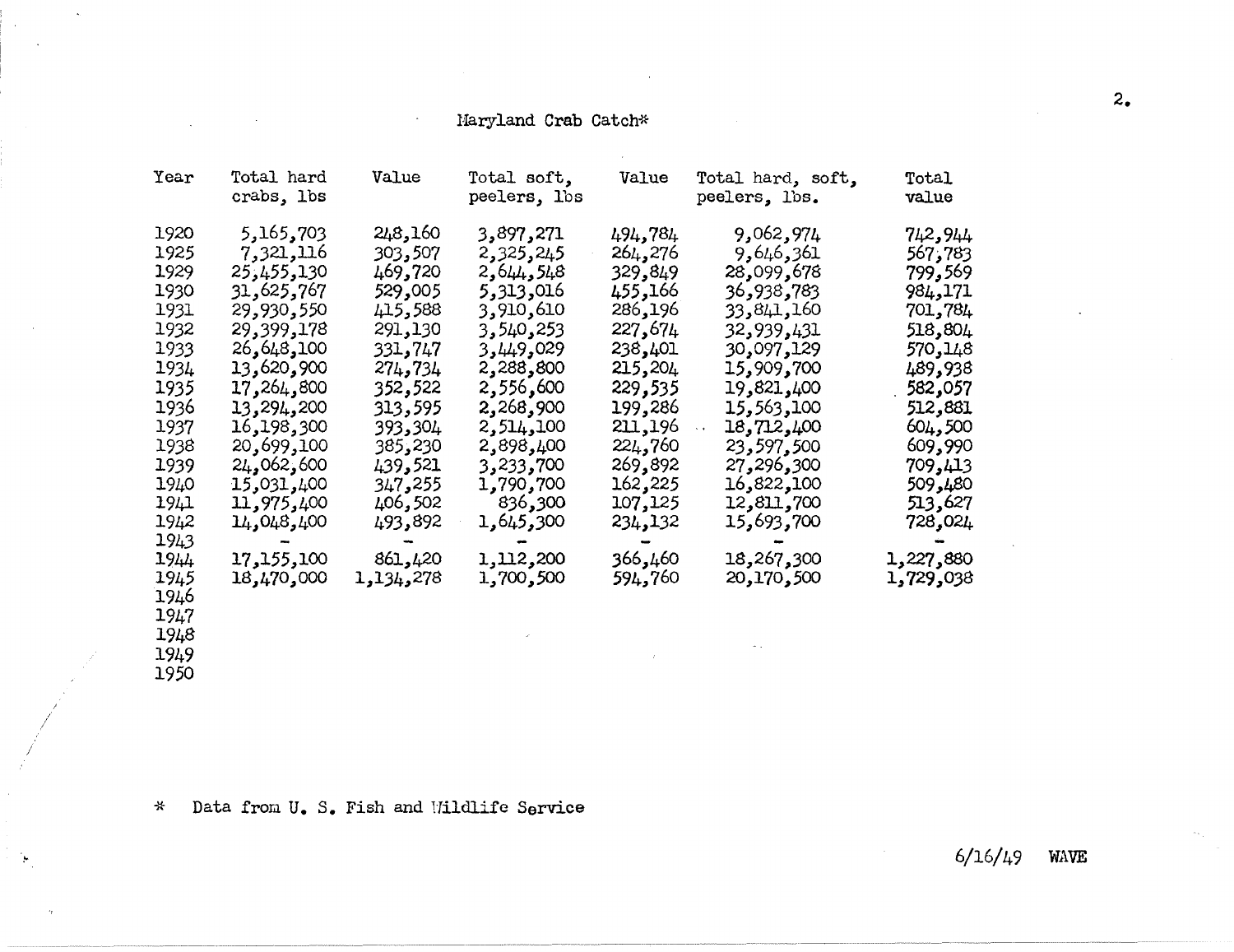# Maryland Crab Catch*

| Year | Total hard crabs, lbs | Value | Total soft, peelers, lbs | Value | Total hard, soft, peelers, lbs. | Total value |
|---|---|---|---|---|---|---|
| 1920 | 5,165,703 | 248,160 | 3,897,271 | 494,784 | 9,062,974 | 742,944 |
| 1925 | 7,321,116 | 303,507 | 2,325,245 | 264,276 | 9,646,361 | 567,783 |
| 1929 | 25,455,130 | 469,720 | 2,644,548 | 329,849 | 28,099,678 | 799,569 |
| 1930 | 31,625,767 | 529,005 | 5,313,016 | 455,166 | 36,938,783 | 984,171 |
| 1931 | 29,930,550 | 415,588 | 3,910,610 | 286,196 | 33,841,160 | 701,784 |
| 1932 | 29,399,178 | 291,130 | 3,540,253 | 227,674 | 32,939,431 | 518,804 |
| 1933 | 26,648,100 | 331,747 | 3,449,029 | 238,401 | 30,097,129 | 570,148 |
| 1934 | 13,620,900 | 274,734 | 2,288,800 | 215,204 | 15,909,700 | 489,938 |
| 1935 | 17,264,800 | 352,522 | 2,556,600 | 229,535 | 19,821,400 | 582,057 |
| 1936 | 13,294,200 | 313,595 | 2,268,900 | 199,286 | 15,563,100 | 512,881 |
| 1937 | 16,198,300 | 393,304 | 2,514,100 | 211,196 | 18,712,400 | 604,500 |
| 1938 | 20,699,100 | 385,230 | 2,898,400 | 224,760 | 23,597,500 | 609,990 |
| 1939 | 24,062,600 | 439,521 | 3,233,700 | 269,892 | 27,296,300 | 709,413 |
| 1940 | 15,031,400 | 347,255 | 1,790,700 | 162,225 | 16,822,100 | 509,480 |
| 1941 | 11,975,400 | 406,502 | 836,300 | 107,125 | 12,811,700 | 513,627 |
| 1942 | 14,048,400 | 493,892 | 1,645,300 | 234,132 | 15,693,700 | 728,024 |
| 1943 | - | - | - | - | - | - |
| 1944 | 17,155,100 | 861,420 | 1,112,200 | 366,460 | 18,267,300 | 1,227,880 |
| 1945 | 18,470,000 | 1,134,278 | 1,700,500 | 594,760 | 20,170,500 | 1,729,038 |
| 1946 | | | | | | |
| 1947 | | | | | | |
| 1948 | | | | | | |
| 1949 | | | | | | |
| 1950 | | | | | | |

\* Data from U. S. Fish and Wildlife Service

6/16/49 WAVE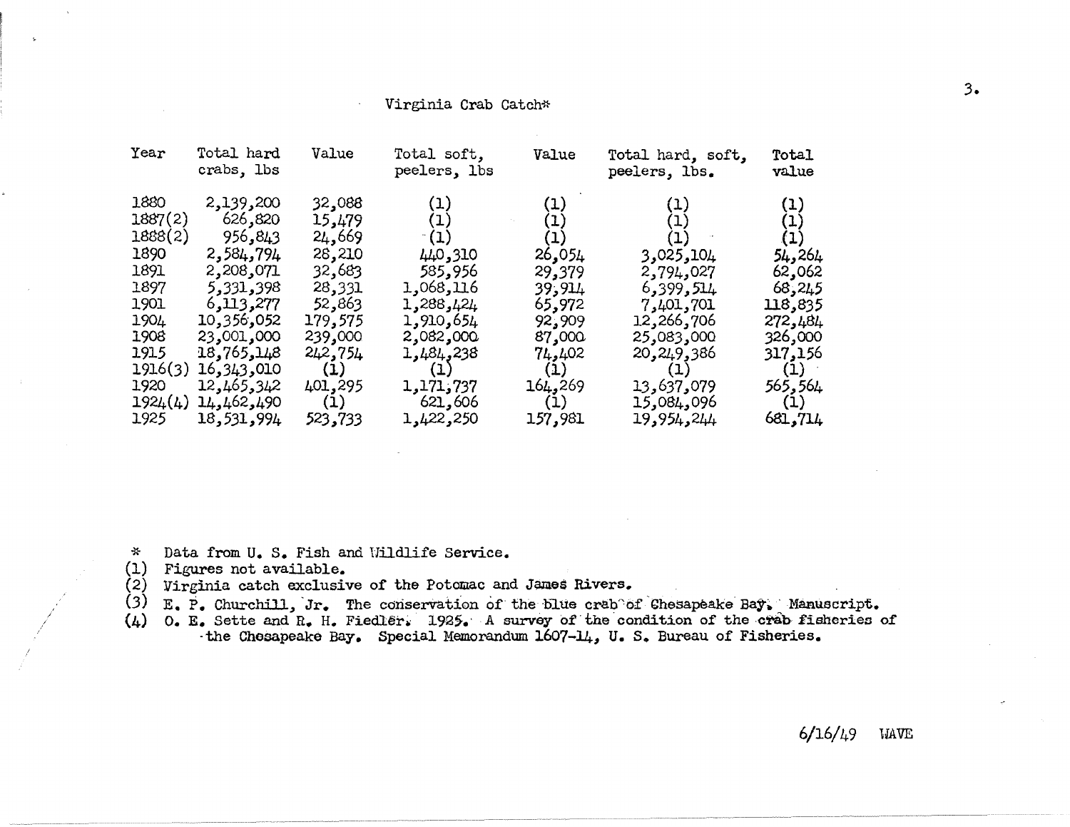Virginia Crab Catch*

| Year | Total hard crabs, lbs | Value | Total soft, peelers, lbs | Value | Total hard, soft, peelers, lbs. | Total value |
|---|---|---|---|---|---|---|
| 1880 | 2,139,200 | 32,088 | (1) | (1) | (1) | (1) |
| 1887(2) | 626,820 | 15,479 | (1) | (1) | (1) | (1) |
| 1888(2) | 956,843 | 24,669 | (1) | (1) | (1) | (1) |
| 1890 | 2,584,794 | 28,210 | 440,310 | 26,054 | 3,025,104 | 54,264 |
| 1891 | 2,208,071 | 32,683 | 585,956 | 29,379 | 2,794,027 | 62,062 |
| 1897 | 5,331,398 | 28,331 | 1,068,116 | 39,914 | 6,399,514 | 68,245 |
| 1901 | 6,113,277 | 52,863 | 1,288,424 | 65,972 | 7,401,701 | 118,835 |
| 1904 | 10,356,052 | 179,575 | 1,910,654 | 92,909 | 12,266,706 | 272,484 |
| 1908 | 23,001,000 | 239,000 | 2,082,000 | 87,000 | 25,083,000 | 326,000 |
| 1915 | 18,765,148 | 242,754 | 1,484,238 | 74,402 | 20,249,386 | 317,156 |
| 1916(3) | 16,343,010 | (1) | (1) | (1) | (1) | (1) |
| 1920 | 12,465,342 | 401,295 | 1,171,737 | 164,269 | 13,637,079 | 565,564 |
| 1924(4) | 14,462,490 | (1) | 621,606 | (1) | 15,084,096 | (1) |
| 1925 | 18,531,994 | 523,733 | 1,422,250 | 157,981 | 19,954,244 | 681,714 |

\* Data from U. S. Fish and Wildlife Service.  
(1) Figures not available.  
(2) Virginia catch exclusive of the Potomac and James Rivers.  
(3) E. P. Churchill, Jr. The conservation of the blue crab of Chesapeake Bay. Manuscript.  
(4) O. E. Sette and R. H. Fiedler. 1925. A survey of the condition of the crab fisheries of the Chesapeake Bay. Special Memorandum 1607-14, U. S. Bureau of Fisheries.

6/16/49 WAVE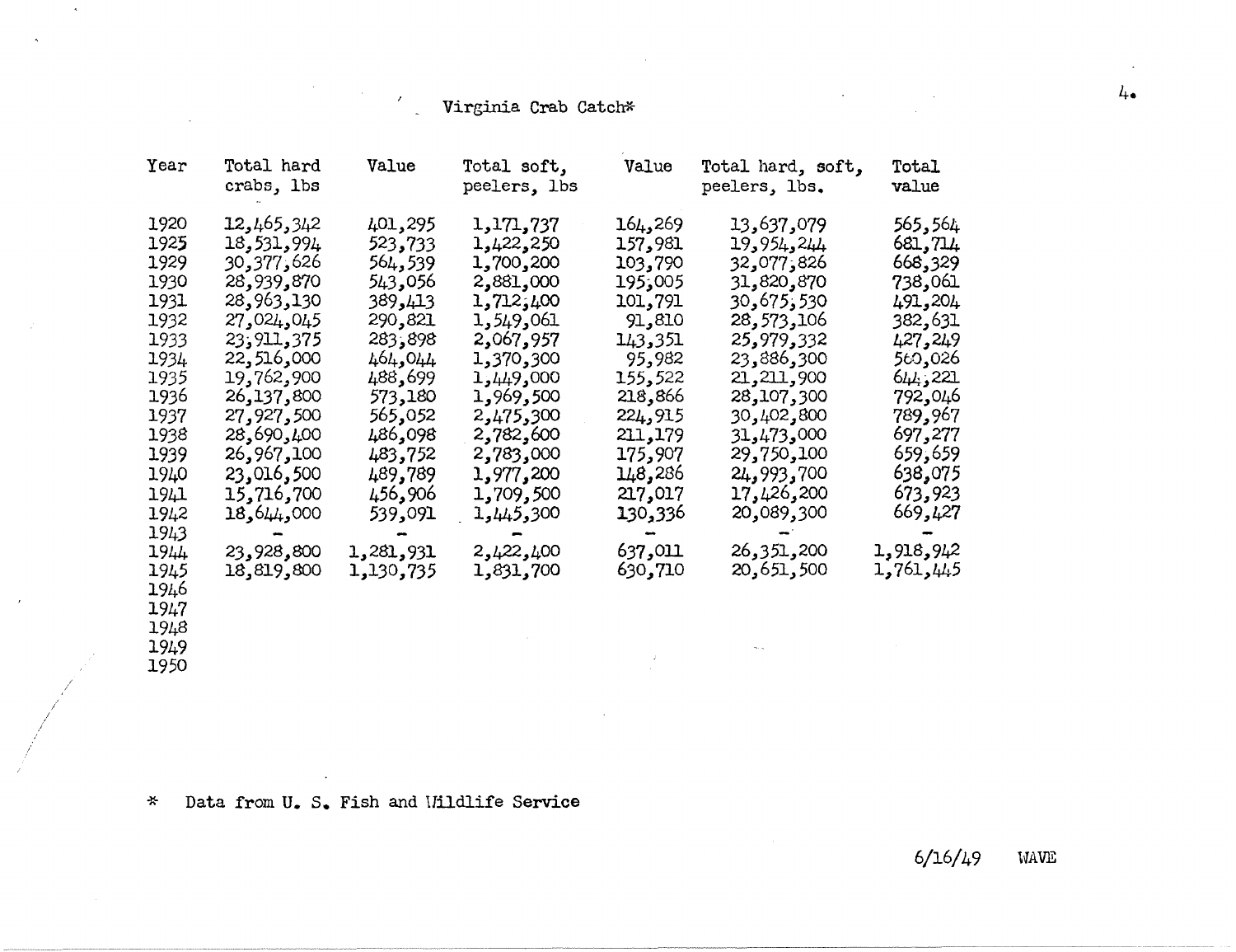# Virginia Crab Catch*

| Year | Total hard crabs, lbs | Value | Total soft, peelers, lbs | Value | Total hard, soft, peelers, lbs. | Total value |
|---|---|---|---|---|---|---|
| 1920 | 12,465,342 | 401,295 | 1,171,737 | 164,269 | 13,637,079 | 565,564 |
| 1925 | 18,531,994 | 523,733 | 1,422,250 | 157,981 | 19,954,244 | 681,714 |
| 1929 | 30,377,626 | 564,539 | 1,700,200 | 103,790 | 32,077,826 | 668,329 |
| 1930 | 28,939,870 | 543,056 | 2,881,000 | 195,005 | 31,820,870 | 738,061 |
| 1931 | 28,963,130 | 389,413 | 1,712,400 | 101,791 | 30,675,530 | 491,204 |
| 1932 | 27,024,045 | 290,821 | 1,549,061 | 91,810 | 28,573,106 | 382,631 |
| 1933 | 23,911,375 | 283,898 | 2,067,957 | 143,351 | 25,979,332 | 427,249 |
| 1934 | 22,516,000 | 464,044 | 1,370,300 | 95,982 | 23,886,300 | 560,026 |
| 1935 | 19,762,900 | 488,699 | 1,449,000 | 155,522 | 21,211,900 | 644,221 |
| 1936 | 26,137,800 | 573,180 | 1,969,500 | 218,866 | 28,107,300 | 792,046 |
| 1937 | 27,927,500 | 565,052 | 2,475,300 | 224,915 | 30,402,800 | 789,967 |
| 1938 | 28,690,400 | 486,098 | 2,782,600 | 211,179 | 31,473,000 | 697,277 |
| 1939 | 26,967,100 | 483,752 | 2,783,000 | 175,907 | 29,750,100 | 659,659 |
| 1940 | 23,016,500 | 489,789 | 1,977,200 | 148,286 | 24,993,700 | 638,075 |
| 1941 | 15,716,700 | 456,906 | 1,709,500 | 217,017 | 17,426,200 | 673,923 |
| 1942 | 18,644,000 | 539,091 | 1,445,300 | 130,336 | 20,089,300 | 669,427 |
| 1943 | - | - | - | - | - | - |
| 1944 | 23,928,800 | 1,281,931 | 2,422,400 | 637,011 | 26,351,200 | 1,918,942 |
| 1945 | 18,819,800 | 1,130,735 | 1,831,700 | 630,710 | 20,651,500 | 1,761,445 |
| 1946 | | | | | | |
| 1947 | | | | | | |
| 1948 | | | | | | |
| 1949 | | | | | | |
| 1950 | | | | | | |

\* Data from U. S. Fish and Wildlife Service

6/16/49 WAVE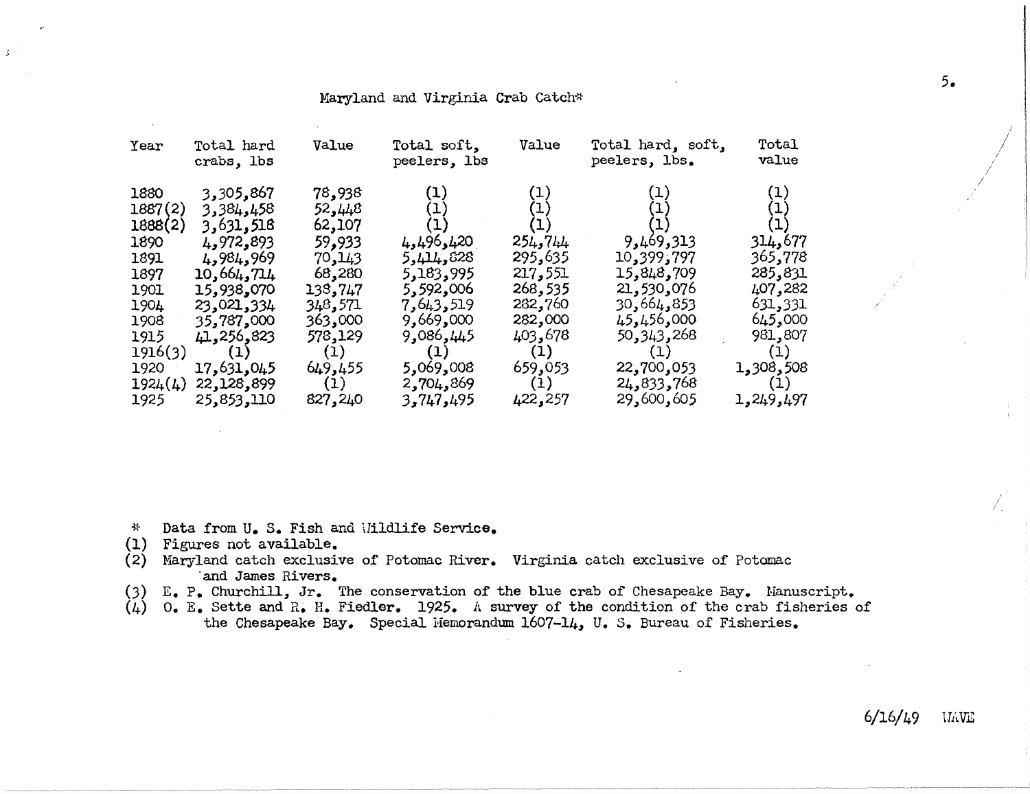Maryland and Virginia Crab Catch*

| Year | Total hard crabs, lbs | Value | Total soft, peelers, lbs | Value | Total hard, soft, peelers, lbs. | Total value |
|---|---|---|---|---|---|---|
| 1880 | 3,305,867 | 78,938 | (1) | (1) | (1) | (1) |
| 1887(2) | 3,384,458 | 52,448 | (1) | (1) | (1) | (1) |
| 1888(2) | 3,631,518 | 62,107 | (1) | (1) | (1) | (1) |
| 1890 | 4,972,893 | 59,933 | 4,496,420 | 254,744 | 9,469,313 | 314,677 |
| 1891 | 4,984,969 | 70,143 | 5,414,828 | 295,635 | 10,399,797 | 365,778 |
| 1897 | 10,664,714 | 68,280 | 5,183,995 | 217,551 | 15,848,709 | 285,831 |
| 1901 | 15,938,070 | 138,747 | 5,592,006 | 268,535 | 21,530,076 | 407,282 |
| 1904 | 23,021,334 | 348,571 | 7,643,519 | 282,760 | 30,664,853 | 631,331 |
| 1908 | 35,787,000 | 363,000 | 9,669,000 | 282,000 | 45,456,000 | 645,000 |
| 1915 | 41,256,823 | 578,129 | 9,086,445 | 403,678 | 50,343,268 | 981,807 |
| 1916(3) | (1) | (1) | (1) | (1) | (1) | (1) |
| 1920 | 17,631,045 | 649,455 | 5,069,008 | 659,053 | 22,700,053 | 1,308,508 |
| 1924(4) | 22,128,899 | (1) | 2,704,869 | (1) | 24,833,768 | (1) |
| 1925 | 25,853,110 | 827,240 | 3,747,495 | 422,257 | 29,600,605 | 1,249,497 |

\* Data from U. S. Fish and Wildlife Service.
(1) Figures not available.
(2) Maryland catch exclusive of Potomac River. Virginia catch exclusive of Potomac and James Rivers.
(3) E. P. Churchill, Jr. The conservation of the blue crab of Chesapeake Bay. Manuscript.
(4) O. E. Sette and R. H. Fiedler. 1925. A survey of the condition of the crab fisheries of the Chesapeake Bay. Special Memorandum 1607-14, U. S. Bureau of Fisheries.

6/16/49 WAVE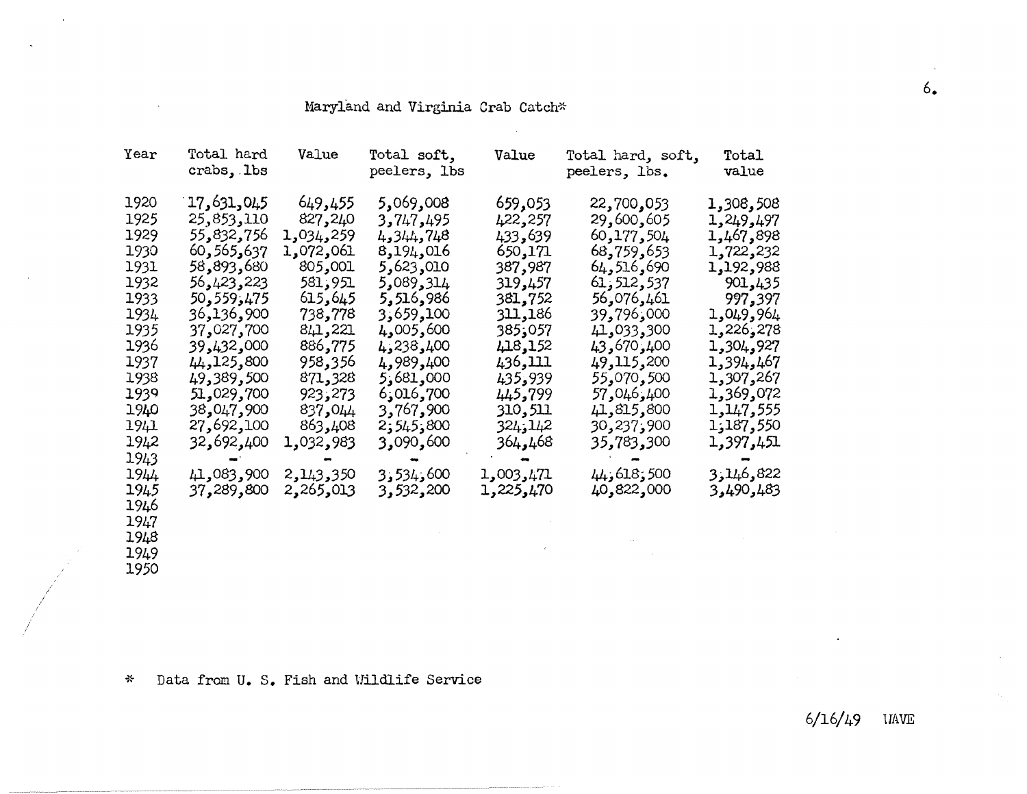## Maryland and Virginia Crab Catch*

| Year | Total hard crabs, lbs | Value | Total soft, peelers, lbs | Value | Total hard, soft, peelers, lbs. | Total value |
|---|---|---|---|---|---|---|
| 1920 | 17,631,045 | 649,455 | 5,069,008 | 659,053 | 22,700,053 | 1,308,508 |
| 1925 | 25,853,110 | 827,240 | 3,747,495 | 422,257 | 29,600,605 | 1,249,497 |
| 1929 | 55,832,756 | 1,034,259 | 4,344,748 | 433,639 | 60,177,504 | 1,467,898 |
| 1930 | 60,565,637 | 1,072,061 | 8,194,016 | 650,171 | 68,759,653 | 1,722,232 |
| 1931 | 58,893,680 | 805,001 | 5,623,010 | 387,987 | 64,516,690 | 1,192,988 |
| 1932 | 56,423,223 | 581,951 | 5,089,314 | 319,457 | 61,512,537 | 901,435 |
| 1933 | 50,559,475 | 615,645 | 5,516,986 | 381,752 | 56,076,461 | 997,397 |
| 1934 | 36,136,900 | 738,778 | 3,659,100 | 311,186 | 39,796,000 | 1,049,964 |
| 1935 | 37,027,700 | 841,221 | 4,005,600 | 385,057 | 41,033,300 | 1,226,278 |
| 1936 | 39,432,000 | 886,775 | 4,238,400 | 418,152 | 43,670,400 | 1,304,927 |
| 1937 | 44,125,800 | 958,356 | 4,989,400 | 436,111 | 49,115,200 | 1,394,467 |
| 1938 | 49,389,500 | 871,328 | 5,681,000 | 435,939 | 55,070,500 | 1,307,267 |
| 1939 | 51,029,700 | 923,273 | 6,016,700 | 445,799 | 57,046,400 | 1,369,072 |
| 1940 | 38,047,900 | 837,044 | 3,767,900 | 310,511 | 41,815,800 | 1,147,555 |
| 1941 | 27,692,100 | 863,408 | 2,545,800 | 324,142 | 30,237,900 | 1,187,550 |
| 1942 | 32,692,400 | 1,032,983 | 3,090,600 | 364,468 | 35,783,300 | 1,397,451 |
| 1943 | - | - | - | - | - | - |
| 1944 | 41,083,900 | 2,143,350 | 3,534,600 | 1,003,471 | 44,618,500 | 3,146,822 |
| 1945 | 37,289,800 | 2,265,013 | 3,532,200 | 1,225,470 | 40,822,000 | 3,490,483 |
| 1946 | | | | | | |
| 1947 | | | | | | |
| 1948 | | | | | | |
| 1949 | | | | | | |
| 1950 | | | | | | |

\* Data from U. S. Fish and Wildlife Service

6/16/49 WAVE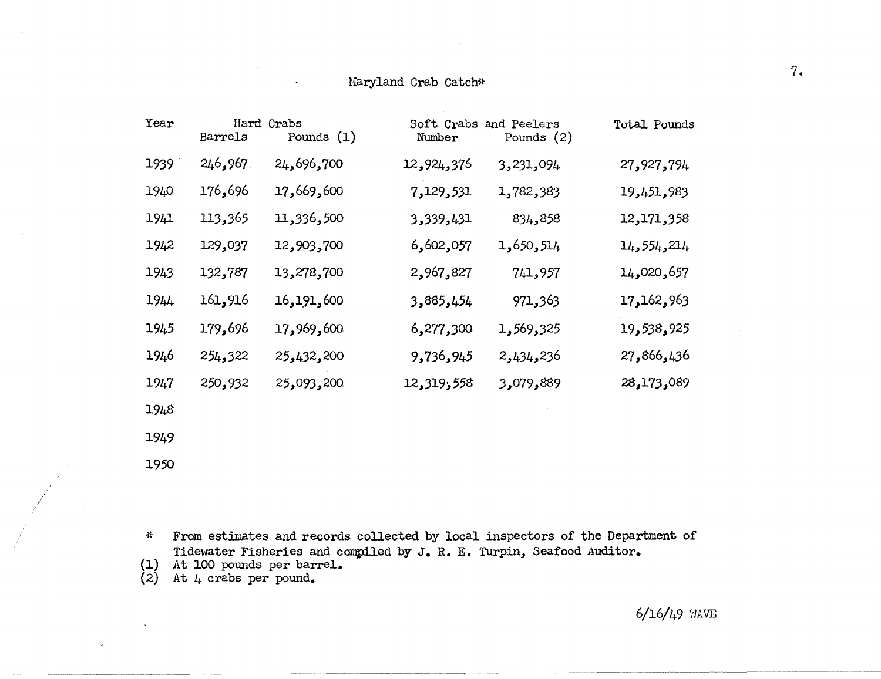Maryland Crab Catch*

| Year | Hard Crabs | | Soft Crabs and Peelers | | Total Pounds |
|---|---|---|---|---|---|
| | Barrels | Pounds (1) | Number | Pounds (2) | |
| 1939 | 246,967 | 24,696,700 | 12,924,376 | 3,231,094 | 27,927,794 |
| 1940 | 176,696 | 17,669,600 | 7,129,531 | 1,782,383 | 19,451,983 |
| 1941 | 113,365 | 11,336,500 | 3,339,431 | 834,858 | 12,171,358 |
| 1942 | 129,037 | 12,903,700 | 6,602,057 | 1,650,514 | 14,554,214 |
| 1943 | 132,787 | 13,278,700 | 2,967,827 | 741,957 | 14,020,657 |
| 1944 | 161,916 | 16,191,600 | 3,885,454 | 971,363 | 17,162,963 |
| 1945 | 179,696 | 17,969,600 | 6,277,300 | 1,569,325 | 19,538,925 |
| 1946 | 254,322 | 25,432,200 | 9,736,945 | 2,434,236 | 27,866,436 |
| 1947 | 250,932 | 25,093,200 | 12,319,558 | 3,079,889 | 28,173,089 |
| 1948 | | | | | |
| 1949 | | | | | |
| 1950 | | | | | |

\* From estimates and records collected by local inspectors of the Department of Tidewater Fisheries and compiled by J. R. E. Turpin, Seafood Auditor.

(1) At 100 pounds per barrel.

(2) At 4 crabs per pound.

6/16/49 WAVE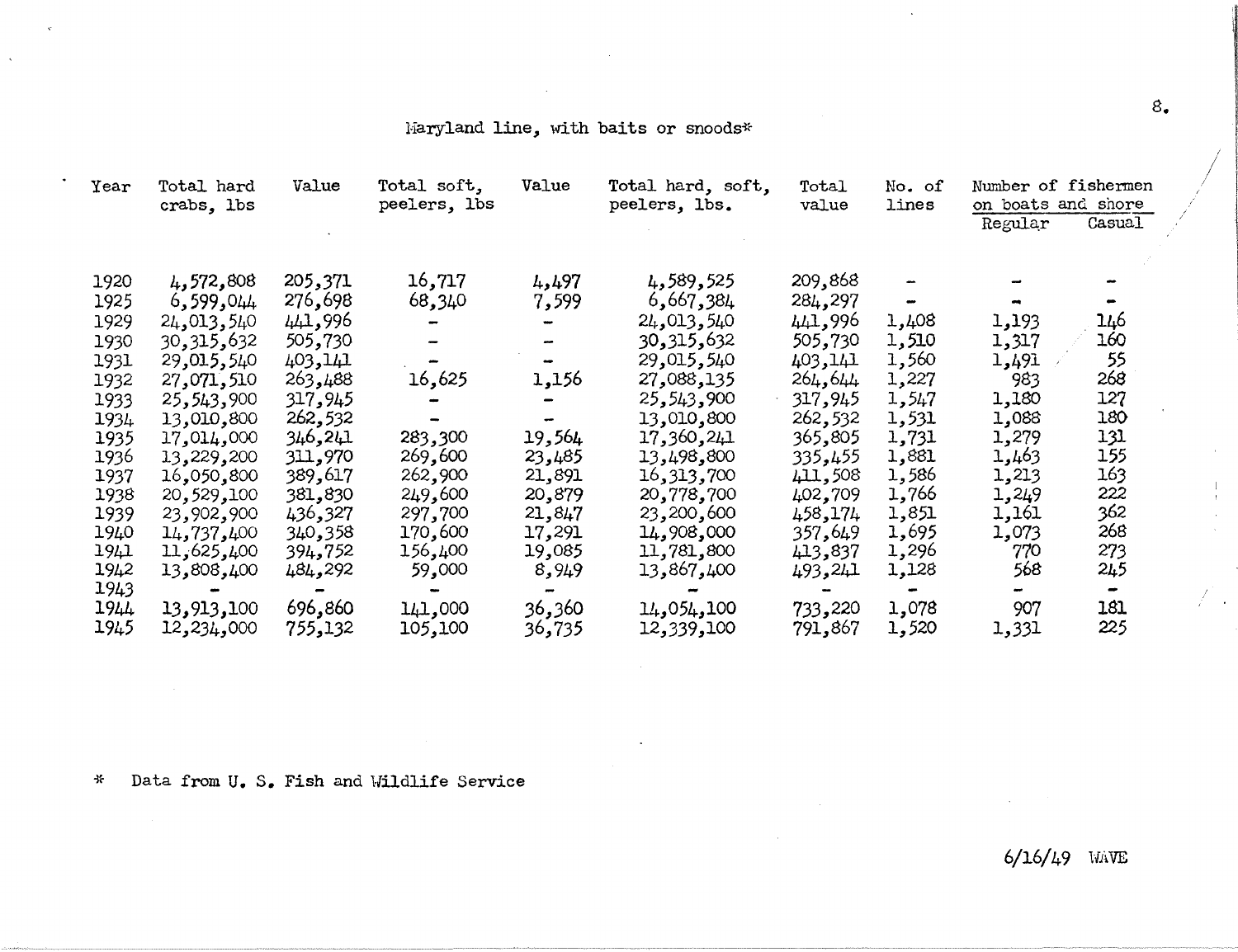Maryland line, with baits or snoods*

| Year | Total hard crabs, lbs | Value | Total soft, peelers, lbs | Value | Total hard, soft, peelers, lbs. | Total value | No. of lines | Number of fishermen on boats and shore | |
|---|---|---|---|---|---|---|---|---|---|
| | | | | | | | | Regular | Casual |
| 1920 | 4,572,808 | 205,371 | 16,717 | 4,497 | 4,589,525 | 209,868 | - | - | - |
| 1925 | 6,599,044 | 276,698 | 68,340 | 7,599 | 6,667,384 | 284,297 | - | - | - |
| 1929 | 24,013,540 | 441,996 | - | - | 24,013,540 | 441,996 | 1,408 | 1,193 | 146 |
| 1930 | 30,315,632 | 505,730 | - | - | 30,315,632 | 505,730 | 1,510 | 1,317 | 160 |
| 1931 | 29,015,540 | 403,141 | - | - | 29,015,540 | 403,141 | 1,560 | 1,491 | 55 |
| 1932 | 27,071,510 | 263,488 | 16,625 | 1,156 | 27,088,135 | 264,644 | 1,227 | 983 | 268 |
| 1933 | 25,543,900 | 317,945 | - | - | 25,543,900 | 317,945 | 1,547 | 1,180 | 127 |
| 1934 | 13,010,800 | 262,532 | - | - | 13,010,800 | 262,532 | 1,531 | 1,088 | 180 |
| 1935 | 17,014,000 | 346,241 | 283,300 | 19,564 | 17,360,241 | 365,805 | 1,731 | 1,279 | 131 |
| 1936 | 13,229,200 | 311,970 | 269,600 | 23,485 | 13,498,800 | 335,455 | 1,881 | 1,463 | 155 |
| 1937 | 16,050,800 | 389,617 | 262,900 | 21,891 | 16,313,700 | 411,508 | 1,586 | 1,213 | 163 |
| 1938 | 20,529,100 | 381,830 | 249,600 | 20,879 | 20,778,700 | 402,709 | 1,766 | 1,249 | 222 |
| 1939 | 23,902,900 | 436,327 | 297,700 | 21,847 | 23,200,600 | 458,174 | 1,851 | 1,161 | 362 |
| 1940 | 14,737,400 | 340,358 | 170,600 | 17,291 | 14,908,000 | 357,649 | 1,695 | 1,073 | 268 |
| 1941 | 11,625,400 | 394,752 | 156,400 | 19,085 | 11,781,800 | 413,837 | 1,296 | 770 | 273 |
| 1942 | 13,808,400 | 484,292 | 59,000 | 8,949 | 13,867,400 | 493,241 | 1,128 | 568 | 245 |
| 1943 | - | - | - | - | - | - | - | - | - |
| 1944 | 13,913,100 | 696,860 | 141,000 | 36,360 | 14,054,100 | 733,220 | 1,078 | 907 | 181 |
| 1945 | 12,234,000 | 755,132 | 105,100 | 36,735 | 12,339,100 | 791,867 | 1,520 | 1,331 | 225 |

* Data from U. S. Fish and Wildlife Service

6/16/49 WAVE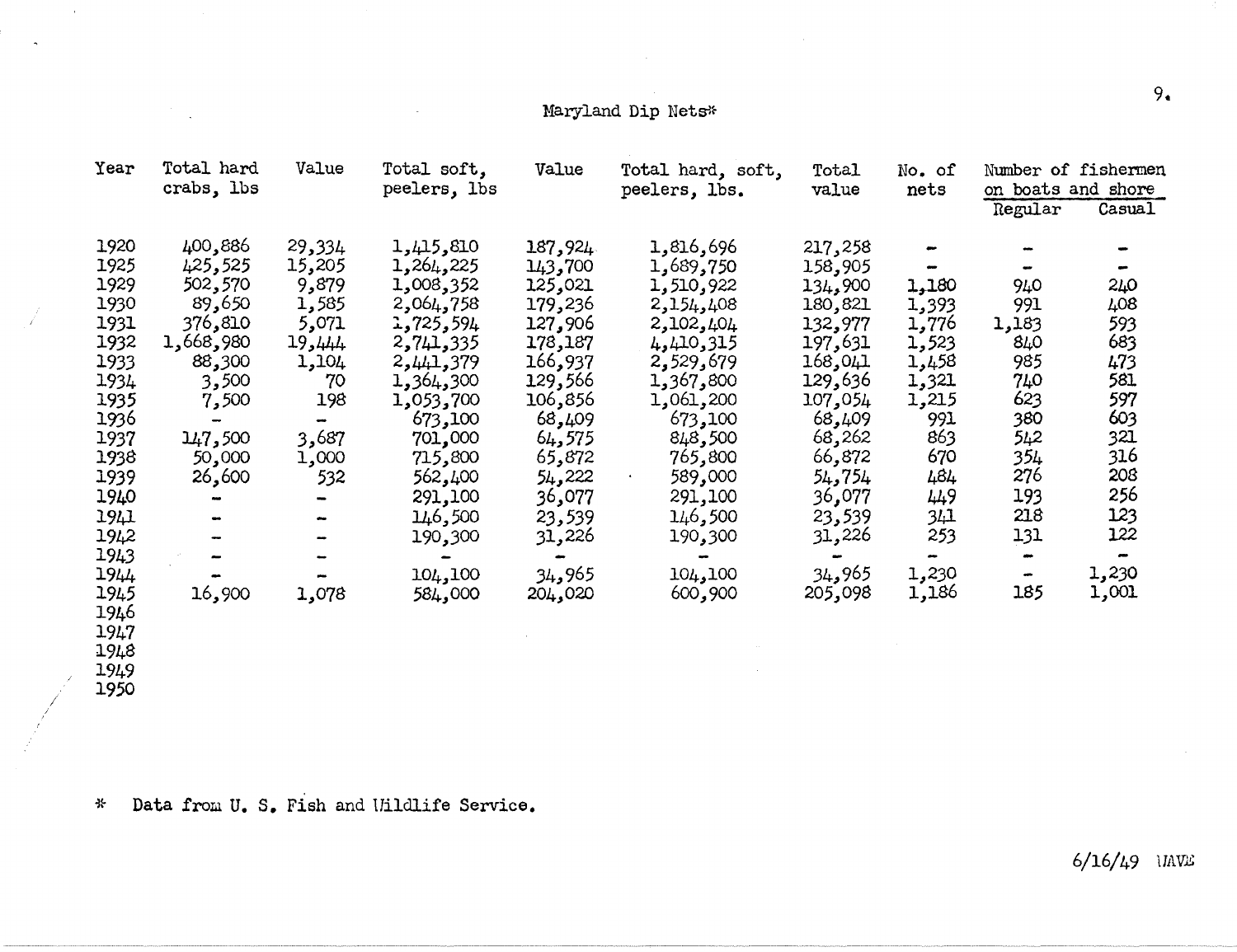## Maryland Dip Nets*

| Year | Total hard crabs, lbs | Value | Total soft, peelers, lbs | Value | Total hard, soft, peelers, lbs. | Total value | No. of nets | Number of fishermen on boats and shore | |
|---|---|---|---|---|---|---|---|---|---|
| | | | | | | | | Regular | Casual |
| 1920 | 400,886 | 29,334 | 1,415,810 | 187,924 | 1,816,696 | 217,258 | - | - | - |
| 1925 | 425,525 | 15,205 | 1,264,225 | 143,700 | 1,689,750 | 158,905 | - | - | - |
| 1929 | 502,570 | 9,879 | 1,008,352 | 125,021 | 1,510,922 | 134,900 | 1,180 | 940 | 240 |
| 1930 | 89,650 | 1,585 | 2,064,758 | 179,236 | 2,154,408 | 180,821 | 1,393 | 991 | 408 |
| 1931 | 376,810 | 5,071 | 1,725,594 | 127,906 | 2,102,404 | 132,977 | 1,776 | 1,183 | 593 |
| 1932 | 1,668,980 | 19,444 | 2,741,335 | 178,187 | 4,410,315 | 197,631 | 1,523 | 840 | 683 |
| 1933 | 88,300 | 1,104 | 2,441,379 | 166,937 | 2,529,679 | 168,041 | 1,458 | 985 | 473 |
| 1934 | 3,500 | 70 | 1,364,300 | 129,566 | 1,367,800 | 129,636 | 1,321 | 740 | 581 |
| 1935 | 7,500 | 198 | 1,053,700 | 106,856 | 1,061,200 | 107,054 | 1,215 | 623 | 597 |
| 1936 | - | | 673,100 | 68,409 | 673,100 | 68,409 | 991 | 380 | 603 |
| 1937 | 147,500 | 3,687 | 701,000 | 64,575 | 848,500 | 68,262 | 863 | 542 | 321 |
| 1938 | 50,000 | 1,000 | 715,800 | 65,872 | 765,800 | 66,872 | 670 | 354 | 316 |
| 1939 | 26,600 | 532 | 562,400 | 54,222 | 589,000 | 54,754 | 484 | 276 | 208 |
| 1940 | - | - | 291,100 | 36,077 | 291,100 | 36,077 | 449 | 193 | 256 |
| 1941 | - | - | 146,500 | 23,539 | 146,500 | 23,539 | 341 | 218 | 123 |
| 1942 | - | - | 190,300 | 31,226 | 190,300 | 31,226 | 253 | 131 | 122 |
| 1943 | - | - | - | - | - | - | - | - | - |
| 1944 | - | - | 104,100 | 34,965 | 104,100 | 34,965 | 1,230 | - | 1,230 |
| 1945 | 16,900 | 1,078 | 584,000 | 204,020 | 600,900 | 205,098 | 1,186 | 185 | 1,001 |
| 1946 | | | | | | | | | |
| 1947 | | | | | | | | | |
| 1948 | | | | | | | | | |
| 1949 | | | | | | | | | |
| 1950 | | | | | | | | | |

* Data from U. S. Fish and Wildlife Service.

6/16/49 WAVE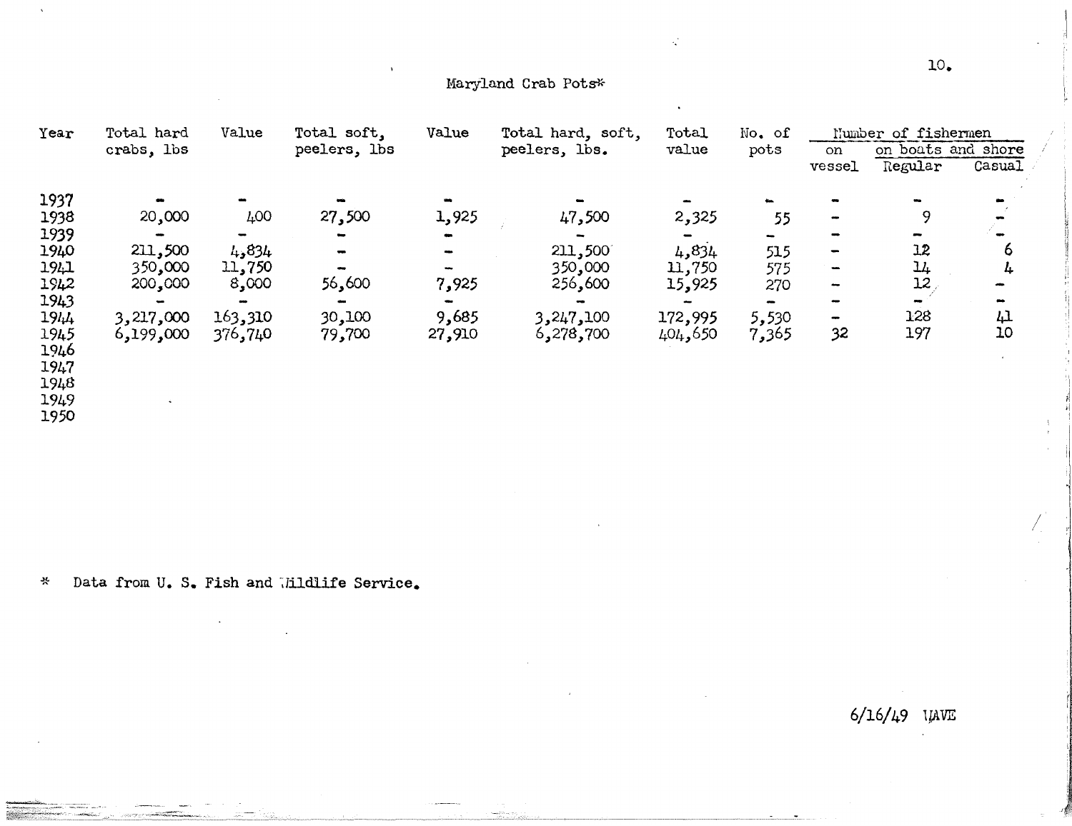## Maryland Crab Pots*

| Year | Total hard crabs, lbs | Value | Total soft, peelers, lbs | Value | Total hard, soft, peelers, lbs. | Total value | No. of pots | Number of fishermen | | |
|---|---|---|---|---|---|---|---|---|---|---|
| | | | | | | | | on vessel | on boats and shore | |
| | | | | | | | | | Regular | Casual |
| 1937 | - | - | - | - | - | - | - | - | - | - |
| 1938 | 20,000 | 400 | 27,500 | 1,925 | 47,500 | 2,325 | 55 | - | 9 | - |
| 1939 | - | - | - | - | - | - | - | - | - | - |
| 1940 | 211,500 | 4,834 | - | - | 211,500 | 4,834 | 515 | - | 12 | 6 |
| 1941 | 350,000 | 11,750 | - | - | 350,000 | 11,750 | 575 | - | 14 | 4 |
| 1942 | 200,000 | 8,000 | 56,600 | 7,925 | 256,600 | 15,925 | 270 | - | 12 | - |
| 1943 | - | - | - | - | - | - | - | - | - | - |
| 1944 | 3,217,000 | 163,310 | 30,100 | 9,685 | 3,247,100 | 172,995 | 5,530 | - | 128 | 41 |
| 1945 | 6,199,000 | 376,740 | 79,700 | 27,910 | 6,278,700 | 404,650 | 7,365 | 32 | 197 | 10 |
| 1946 | | | | | | | | | | |
| 1947 | | | | | | | | | | |
| 1948 | | | | | | | | | | |
| 1949 | | | | | | | | | | |
| 1950 | | | | | | | | | | |

\* Data from U. S. Fish and Wildlife Service.

6/16/49 WAVE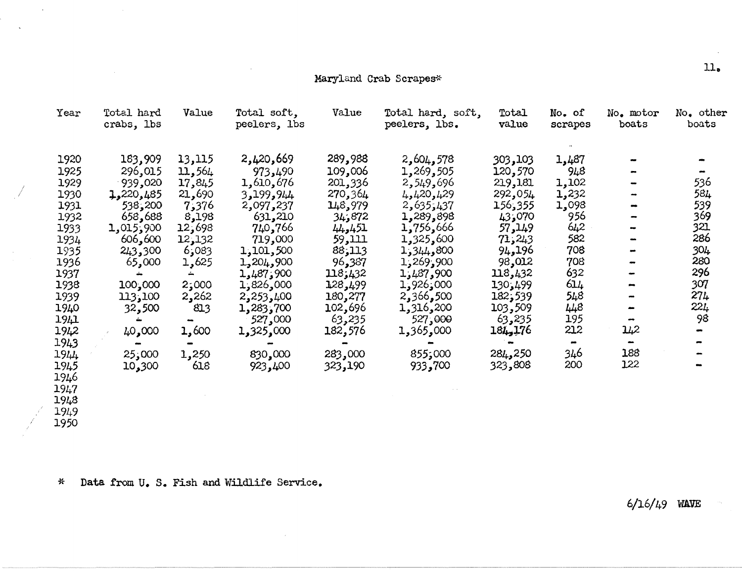Maryland Crab Scrapes*

| Year | Total hard crabs, lbs | Value | Total soft, peelers, lbs | Value | Total hard, soft, peelers, lbs. | Total value | No. of scrapes | No. motor boats | No. other boats |
|---|---|---|---|---|---|---|---|---|---|
| 1920 | 183,909 | 13,115 | 2,420,669 | 289,988 | 2,604,578 | 303,103 | 1,487 | - | - |
| 1925 | 296,015 | 11,564 | 973,490 | 109,006 | 1,269,505 | 120,570 | 948 | - | - |
| 1929 | 939,020 | 17,845 | 1,610,676 | 201,336 | 2,549,696 | 219,181 | 1,102 | - | 536 |
| 1930 | 1,220,485 | 21,690 | 3,199,944 | 270,364 | 4,420,429 | 292,054 | 1,232 | - | 584 |
| 1931 | 538,200 | 7,376 | 2,097,237 | 148,979 | 2,635,437 | 156,355 | 1,098 | - | 539 |
| 1932 | 658,688 | 8,198 | 631,210 | 34,872 | 1,289,898 | 43,070 | 956 | - | 369 |
| 1933 | 1,015,900 | 12,698 | 740,766 | 44,451 | 1,756,666 | 57,149 | 642 | - | 321 |
| 1934 | 606,600 | 12,132 | 719,000 | 59,111 | 1,325,600 | 71,243 | 582 | - | 286 |
| 1935 | 243,300 | 6,083 | 1,101,500 | 88,113 | 1,344,800 | 94,196 | 708 | - | 304 |
| 1936 | 65,000 | 1,625 | 1,204,900 | 96,387 | 1,269,900 | 98,012 | 708 | - | 280 |
| 1937 | - | - | 1,487,900 | 118,432 | 1,487,900 | 118,432 | 632 | - | 296 |
| 1938 | 100,000 | 2,000 | 1,826,000 | 128,499 | 1,926,000 | 130,499 | 614 | - | 307 |
| 1939 | 113,100 | 2,262 | 2,253,400 | 180,277 | 2,366,500 | 182,539 | 548 | - | 274 |
| 1940 | 32,500 | 813 | 1,283,700 | 102,696 | 1,316,200 | 103,509 | 448 | - | 224 |
| 1941 | - | - | 527,000 | 63,235 | 527,000 | 63,235 | 195 | - | 98 |
| 1942 | 40,000 | 1,600 | 1,325,000 | 182,576 | 1,365,000 | 184,176 | 212 | 142 | - |
| 1943 | - | - | - | - | - | - | - | - | - |
| 1944 | 25,000 | 1,250 | 830,000 | 283,000 | 855,000 | 284,250 | 346 | 188 | - |
| 1945 | 10,300 | 618 | 923,400 | 323,190 | 933,700 | 323,808 | 200 | 122 | - |
| 1946 | | | | | | | | | |
| 1947 | | | | | | | | | |
| 1948 | | | | | | | | | |
| 1949 | | | | | | | | | |
| 1950 | | | | | | | | | |

* Data from U. S. Fish and Wildlife Service.

6/16/49 WAVE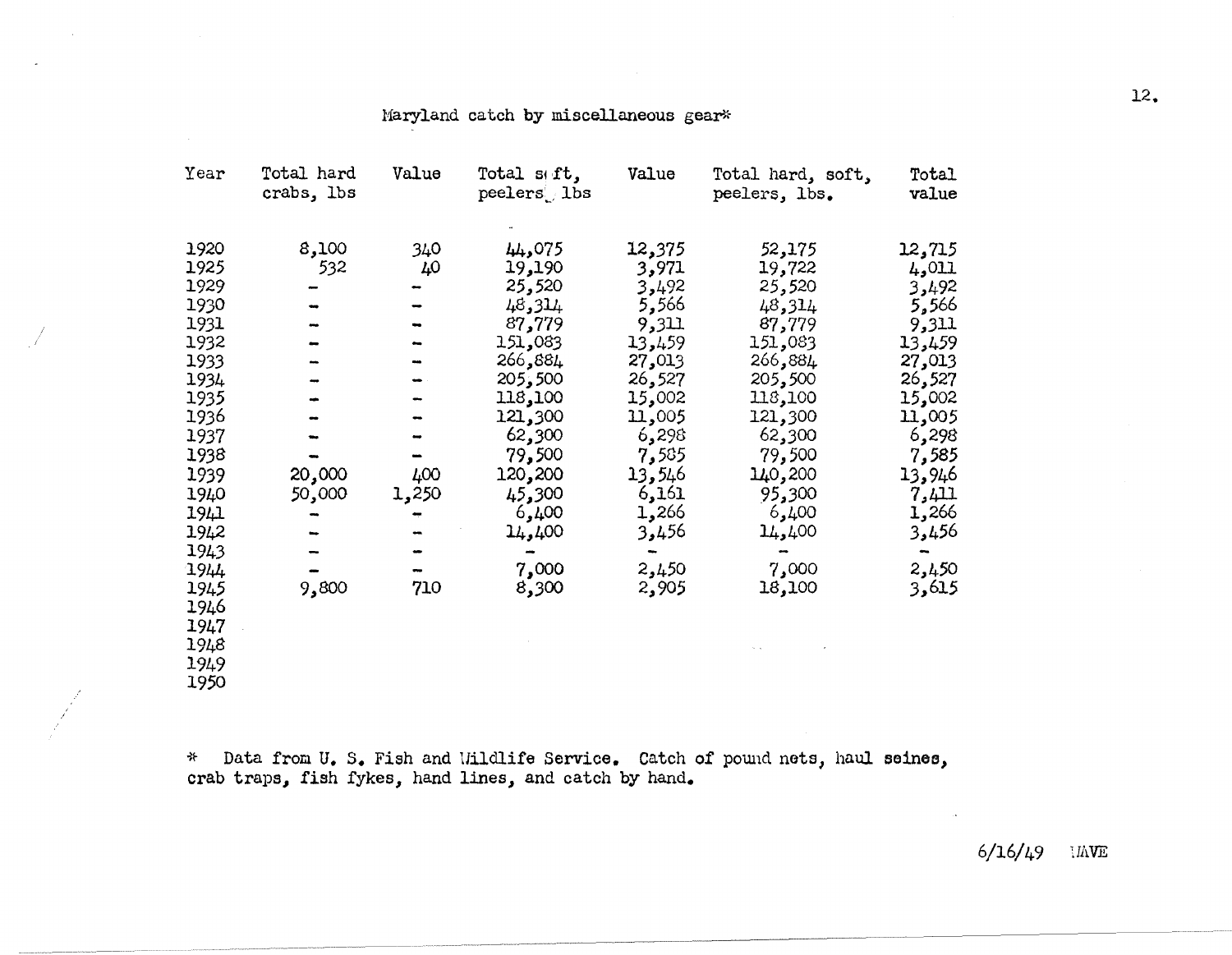Maryland catch by miscellaneous gear*

| Year | Total hard crabs, lbs | Value | Total soft, peelers, lbs | Value | Total hard, soft, peelers, lbs. | Total value |
|---|---|---|---|---|---|---|
| 1920 | 8,100 | 340 | 44,075 | 12,375 | 52,175 | 12,715 |
| 1925 | 532 | 40 | 19,190 | 3,971 | 19,722 | 4,011 |
| 1929 | - | - | 25,520 | 3,492 | 25,520 | 3,492 |
| 1930 | - | - | 48,314 | 5,566 | 48,314 | 5,566 |
| 1931 | - | - | 87,779 | 9,311 | 87,779 | 9,311 |
| 1932 | - | - | 151,083 | 13,459 | 151,083 | 13,459 |
| 1933 | - | - | 266,884 | 27,013 | 266,884 | 27,013 |
| 1934 | - | - | 205,500 | 26,527 | 205,500 | 26,527 |
| 1935 | - | - | 118,100 | 15,002 | 118,100 | 15,002 |
| 1936 | - | - | 121,300 | 11,005 | 121,300 | 11,005 |
| 1937 | - | - | 62,300 | 6,298 | 62,300 | 6,298 |
| 1938 | - | - | 79,500 | 7,585 | 79,500 | 7,585 |
| 1939 | 20,000 | 400 | 120,200 | 13,546 | 140,200 | 13,946 |
| 1940 | 50,000 | 1,250 | 45,300 | 6,161 | 95,300 | 7,411 |
| 1941 | - | - | 6,400 | 1,266 | 6,400 | 1,266 |
| 1942 | - | - | 14,400 | 3,456 | 14,400 | 3,456 |
| 1943 | - | - | - | - | - | - |
| 1944 | - | - | 7,000 | 2,450 | 7,000 | 2,450 |
| 1945 | 9,800 | 710 | 8,300 | 2,905 | 18,100 | 3,615 |
| 1946 | | | | | | |
| 1947 | | | | | | |
| 1948 | | | | | | |
| 1949 | | | | | | |
| 1950 | | | | | | |

* Data from U. S. Fish and Wildlife Service. Catch of pound nets, haul seines, crab traps, fish fykes, hand lines, and catch by hand.

6/16/49 WAVE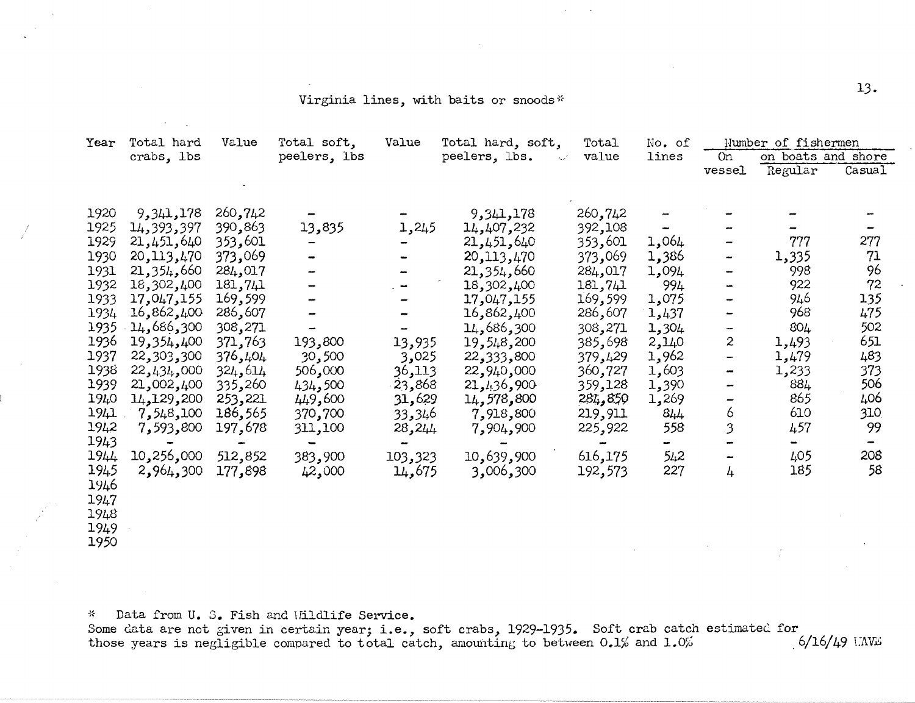Virginia lines, with baits or snoods*

| Year | Total hard crabs, lbs | Value | Total soft, peelers, lbs | Value | Total hard, soft, peelers, lbs. | Total value | No. of lines | Number of fishermen | | |
|---|---|---|---|---|---|---|---|---|---|---|
| | | | | | | | | On vessel | on boats and shore Regular | Casual |
| 1920 | 9,341,178 | 260,742 | - | - | 9,341,178 | 260,742 | - | - | - | - |
| 1925 | 14,393,397 | 390,863 | 13,835 | 1,245 | 14,407,232 | 392,108 | - | - | - | - |
| 1929 | 21,451,640 | 353,601 | - | - | 21,451,640 | 353,601 | 1,064 | - | 777 | 277 |
| 1930 | 20,113,470 | 373,069 | - | - | 20,113,470 | 373,069 | 1,386 | - | 1,335 | 71 |
| 1931 | 21,354,660 | 284,017 | - | - | 21,354,660 | 284,017 | 1,094 | - | 998 | 96 |
| 1932 | 18,302,400 | 181,741 | - | - | 18,302,400 | 181,741 | 994 | - | 922 | 72 |
| 1933 | 17,047,155 | 169,599 | - | - | 17,047,155 | 169,599 | 1,075 | - | 946 | 135 |
| 1934 | 16,862,400 | 286,607 | - | - | 16,862,400 | 286,607 | 1,437 | - | 968 | 475 |
| 1935 | 14,686,300 | 308,271 | - | - | 14,686,300 | 308,271 | 1,304 | - | 804 | 502 |
| 1936 | 19,354,400 | 371,763 | 193,800 | 13,935 | 19,548,200 | 385,698 | 2,140 | 2 | 1,493 | 651 |
| 1937 | 22,303,300 | 376,404 | 30,500 | 3,025 | 22,333,800 | 379,429 | 1,962 | - | 1,479 | 483 |
| 1938 | 22,434,000 | 324,614 | 506,000 | 36,113 | 22,940,000 | 360,727 | 1,603 | - | 1,233 | 373 |
| 1939 | 21,002,400 | 335,260 | 434,500 | 23,868 | 21,436,900 | 359,128 | 1,390 | - | 884 | 506 |
| 1940 | 14,129,200 | 253,221 | 449,600 | 31,629 | 14,578,800 | 284,850 | 1,269 | - | 865 | 406 |
| 1941 | 7,548,100 | 186,565 | 370,700 | 33,346 | 7,918,800 | 219,911 | 844 | 6 | 610 | 310 |
| 1942 | 7,593,800 | 197,678 | 311,100 | 28,244 | 7,904,900 | 225,922 | 558 | 3 | 457 | 99 |
| 1943 | - | - | - | - | - | - | - | - | - | - |
| 1944 | 10,256,000 | 512,852 | 383,900 | 103,323 | 10,639,900 | 616,175 | 542 | - | 405 | 208 |
| 1945 | 2,964,300 | 177,898 | 42,000 | 14,675 | 3,006,300 | 192,573 | 227 | 4 | 185 | 58 |
| 1946 | | | | | | | | | | |
| 1947 | | | | | | | | | | |
| 1948 | | | | | | | | | | |
| 1949 | | | | | | | | | | |
| 1950 | | | | | | | | | | |

\* Data from U. S. Fish and Wildlife Service.
Some data are not given in certain year; i.e., soft crabs, 1929-1935. Soft crab catch estimated for those years is negligible compared to total catch, amounting to between 0.1% and 1.0%

6/16/49 MAVE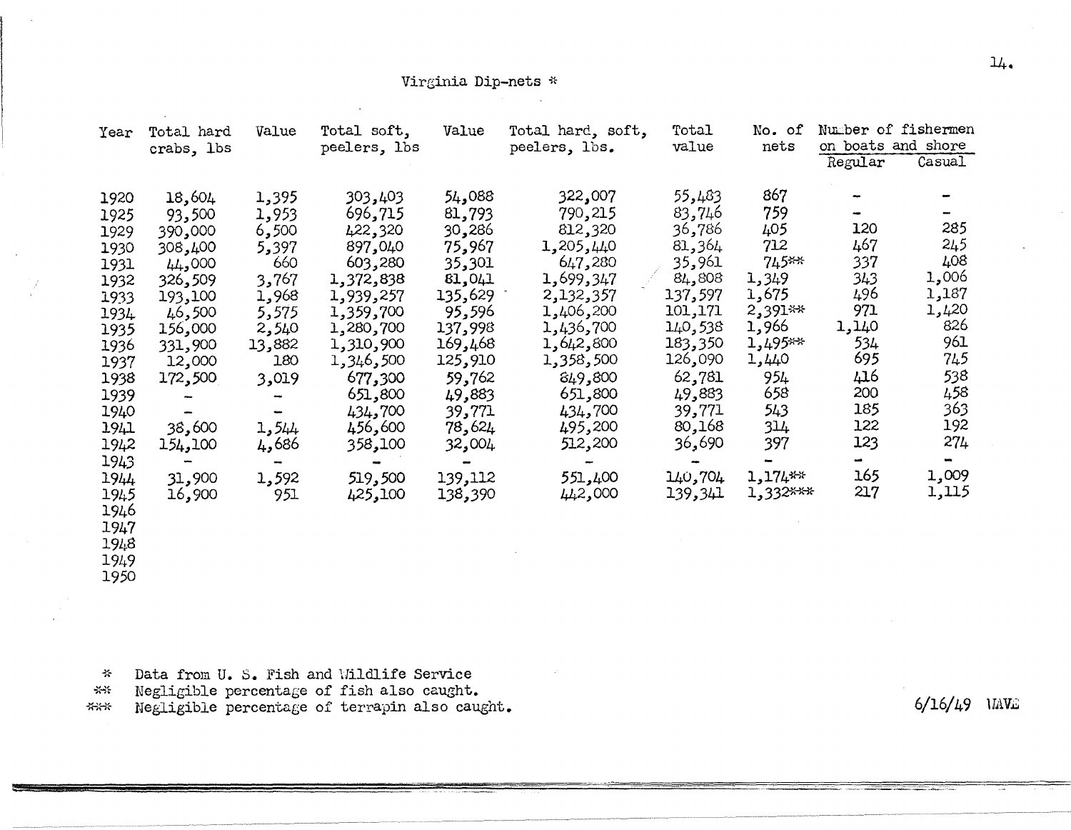## Virginia Dip-nets *

| Year | Total hard crabs, lbs | Value | Total soft, peelers, lbs | Value | Total hard, soft, peelers, lbs. | Total value | No. of nets | Number of fishermen on boats and shore | |
|---|---|---|---|---|---|---|---|---|---|
| | | | | | | | | Regular | Casual |
| 1920 | 18,604 | 1,395 | 303,403 | 54,088 | 322,007 | 55,483 | 867 | - | - |
| 1925 | 93,500 | 1,953 | 696,715 | 81,793 | 790,215 | 83,746 | 759 | - | - |
| 1929 | 390,000 | 6,500 | 422,320 | 30,286 | 812,320 | 36,786 | 405 | 120 | 285 |
| 1930 | 308,400 | 5,397 | 897,040 | 75,967 | 1,205,440 | 81,364 | 712 | 467 | 245 |
| 1931 | 44,000 | 660 | 603,280 | 35,301 | 647,280 | 35,961 | 745** | 337 | 408 |
| 1932 | 326,509 | 3,767 | 1,372,838 | 81,041 | 1,699,347 | 84,808 | 1,349 | 343 | 1,006 |
| 1933 | 193,100 | 1,968 | 1,939,257 | 135,629 | 2,132,357 | 137,597 | 1,675 | 496 | 1,187 |
| 1934 | 46,500 | 5,575 | 1,359,700 | 95,596 | 1,406,200 | 101,171 | 2,391** | 971 | 1,420 |
| 1935 | 156,000 | 2,540 | 1,280,700 | 137,998 | 1,436,700 | 140,538 | 1,966 | 1,140 | 826 |
| 1936 | 331,900 | 13,882 | 1,310,900 | 169,468 | 1,642,800 | 183,350 | 1,495** | 534 | 961 |
| 1937 | 12,000 | 180 | 1,346,500 | 125,910 | 1,358,500 | 126,090 | 1,440 | 695 | 745 |
| 1938 | 172,500 | 3,019 | 677,300 | 59,762 | 849,800 | 62,781 | 954 | 416 | 538 |
| 1939 | - | - | 651,800 | 49,883 | 651,800 | 49,883 | 658 | 200 | 458 |
| 1940 | - | - | 434,700 | 39,771 | 434,700 | 39,771 | 543 | 185 | 363 |
| 1941 | 38,600 | 1,544 | 456,600 | 78,624 | 495,200 | 80,168 | 314 | 122 | 192 |
| 1942 | 154,100 | 4,686 | 358,100 | 32,004 | 512,200 | 36,690 | 397 | 123 | 274 |
| 1943 | - | - | - | - | - | - | - | - | - |
| 1944 | 31,900 | 1,592 | 519,500 | 139,112 | 551,400 | 140,704 | 1,174** | 165 | 1,009 |
| 1945 | 16,900 | 951 | 425,100 | 138,390 | 442,000 | 139,341 | 1,332*** | 217 | 1,115 |
| 1946 | | | | | | | | | |
| 1947 | | | | | | | | | |
| 1948 | | | | | | | | | |
| 1949 | | | | | | | | | |
| 1950 | | | | | | | | | |

* Data from U. S. Fish and Wildlife Service
** Negligible percentage of fish also caught.
*** Negligible percentage of terrapin also caught.

6/16/49 WAVE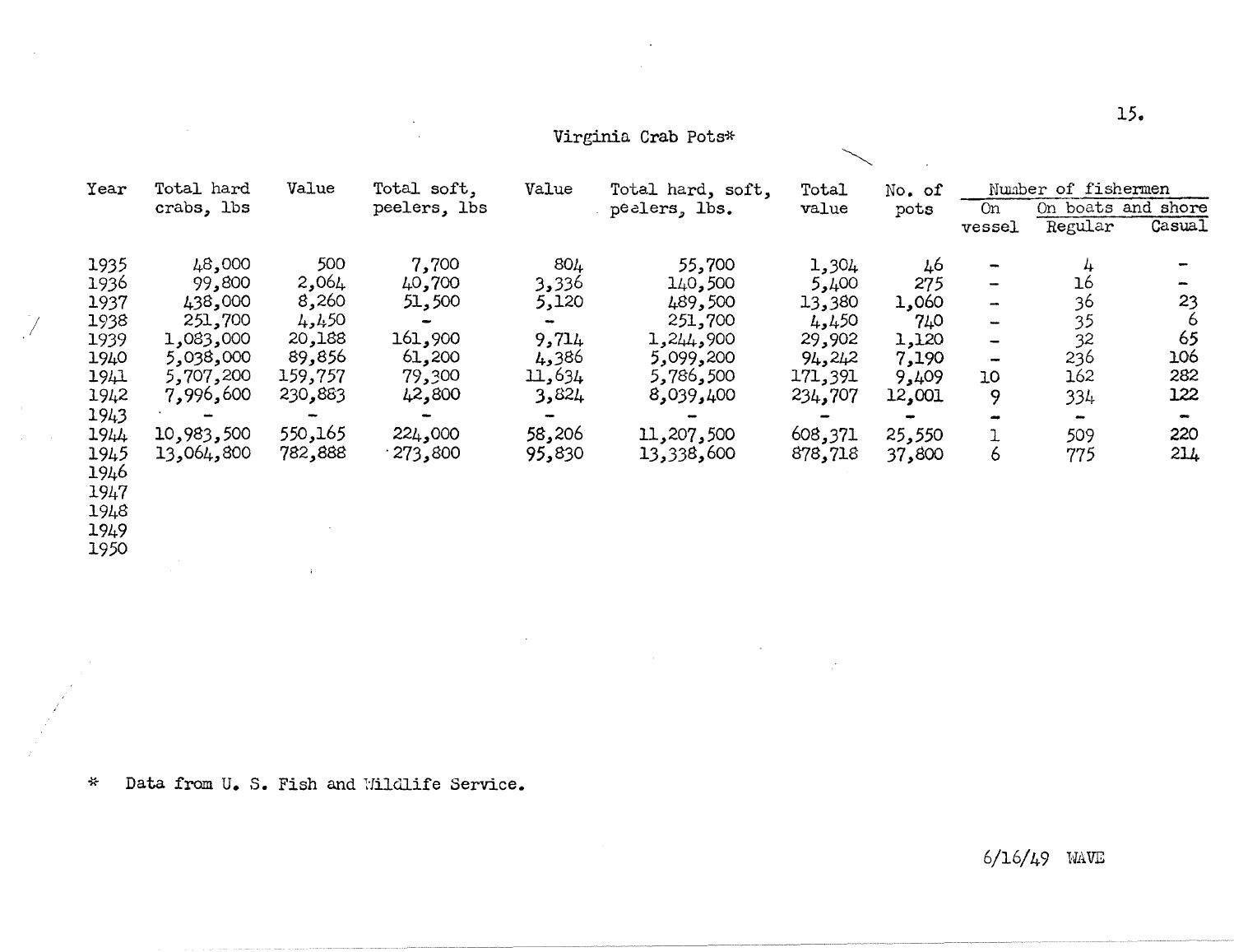# Virginia Crab Pots*

| Year | Total hard crabs, lbs | Value | Total soft, peelers, lbs | Value | Total hard, soft, peelers, lbs. | Total value | No. of pots | Number of fishermen | | |
|---|---|---|---|---|---|---|---|---|---|---|
| | | | | | | | | On vessel | On boats and shore | |
| | | | | | | | | | Regular | Casual |
| 1935 | 48,000 | 500 | 7,700 | 804 | 55,700 | 1,304 | 46 | - | 4 | - |
| 1936 | 99,800 | 2,064 | 40,700 | 3,336 | 140,500 | 5,400 | 275 | - | 16 | - |
| 1937 | 438,000 | 8,260 | 51,500 | 5,120 | 489,500 | 13,380 | 1,060 | - | 36 | 23 |
| 1938 | 251,700 | 4,450 | - | - | 251,700 | 4,450 | 740 | - | 35 | 6 |
| 1939 | 1,083,000 | 20,188 | 161,900 | 9,714 | 1,244,900 | 29,902 | 1,120 | - | 32 | 65 |
| 1940 | 5,038,000 | 89,856 | 61,200 | 4,386 | 5,099,200 | 94,242 | 7,190 | - | 236 | 106 |
| 1941 | 5,707,200 | 159,757 | 79,300 | 11,634 | 5,786,500 | 171,391 | 9,409 | 10 | 162 | 282 |
| 1942 | 7,996,600 | 230,883 | 42,800 | 3,824 | 8,039,400 | 234,707 | 12,001 | 9 | 334 | 122 |
| 1943 | - | - | - | - | - | - | - | - | - | - |
| 1944 | 10,983,500 | 550,165 | 224,000 | 58,206 | 11,207,500 | 608,371 | 25,550 | 1 | 509 | 220 |
| 1945 | 13,064,800 | 782,888 | 273,800 | 95,830 | 13,338,600 | 878,718 | 37,800 | 6 | 775 | 214 |
| 1946 | | | | | | | | | | |
| 1947 | | | | | | | | | | |
| 1948 | | | | | | | | | | |
| 1949 | | | | | | | | | | |
| 1950 | | | | | | | | | | |

\* Data from U. S. Fish and Wildlife Service.

6/16/49 WAVE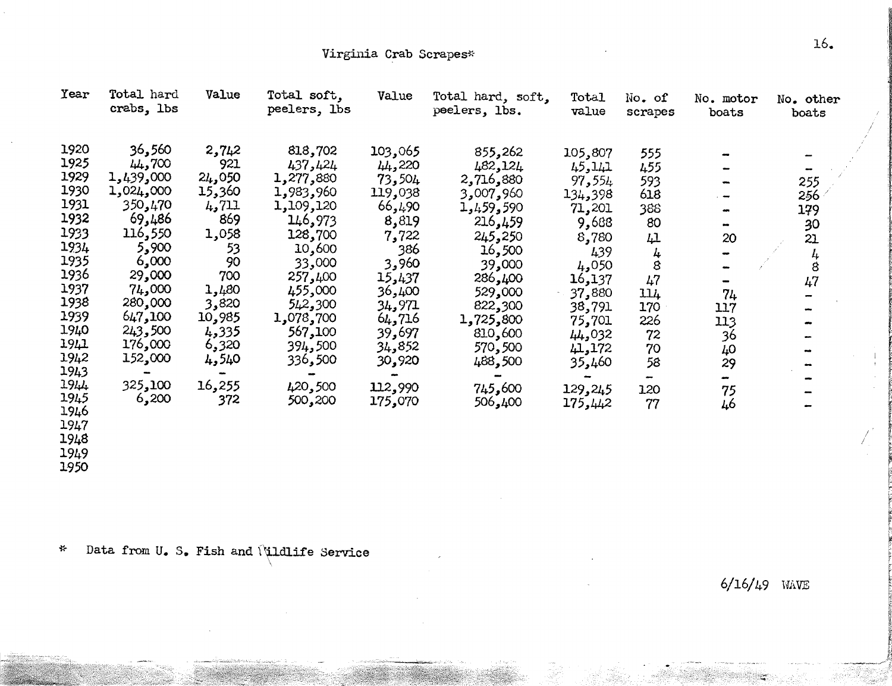# Virginia Crab Scrapes*

| Year | Total hard crabs, lbs | Value | Total soft, peelers, lbs | Value | Total hard, soft, peelers, lbs. | Total value | No. of scrapes | No. motor boats | No. other boats |
|---|---|---|---|---|---|---|---|---|---|
| 1920 | 36,560 | 2,742 | 818,702 | 103,065 | 855,262 | 105,807 | 555 | - | - |
| 1925 | 44,700 | 921 | 437,424 | 44,220 | 482,124 | 45,141 | 455 | - | - |
| 1929 | 1,439,000 | 24,050 | 1,277,880 | 73,504 | 2,716,880 | 97,554 | 593 | - | 255 |
| 1930 | 1,024,000 | 15,360 | 1,983,960 | 119,038 | 3,007,960 | 134,398 | 618 | - | 256 |
| 1931 | 350,470 | 4,711 | 1,109,120 | 66,490 | 1,459,590 | 71,201 | 388 | - | 179 |
| 1932 | 69,486 | 869 | 146,973 | 8,819 | 216,459 | 9,688 | 80 | - | 30 |
| 1933 | 116,550 | 1,058 | 128,700 | 7,722 | 245,250 | 8,780 | 41 | 20 | 21 |
| 1934 | 5,900 | 53 | 10,600 | 386 | 16,500 | 439 | 4 | - | 4 |
| 1935 | 6,000 | 90 | 33,000 | 3,960 | 39,000 | 4,050 | 8 | - | 8 |
| 1936 | 29,000 | 700 | 257,400 | 15,437 | 286,400 | 16,137 | 47 | - | 47 |
| 1937 | 74,000 | 1,480 | 455,000 | 36,400 | 529,000 | 37,880 | 114 | 74 | - |
| 1938 | 280,000 | 3,820 | 542,300 | 34,971 | 822,300 | 38,791 | 170 | 117 | - |
| 1939 | 647,100 | 10,985 | 1,078,700 | 64,716 | 1,725,800 | 75,701 | 226 | 113 | - |
| 1940 | 243,500 | 4,335 | 567,100 | 39,697 | 810,600 | 44,032 | 72 | 36 | - |
| 1941 | 176,000 | 6,320 | 394,500 | 34,852 | 570,500 | 41,172 | 70 | 40 | - |
| 1942 | 152,000 | 4,540 | 336,500 | 30,920 | 488,500 | 35,460 | 58 | 29 | - |
| 1943 | - | - | - | - | - | - | - | - | - |
| 1944 | 325,100 | 16,255 | 420,500 | 112,990 | 745,600 | 129,245 | 120 | 75 | - |
| 1945 | 6,200 | 372 | 500,200 | 175,070 | 506,400 | 175,442 | 77 | 46 | - |
| 1946 | | | | | | | | | |
| 1947 | | | | | | | | | |
| 1948 | | | | | | | | | |
| 1949 | | | | | | | | | |
| 1950 | | | | | | | | | |

* Data from U. S. Fish and Wildlife Service

6/16/49 WAVE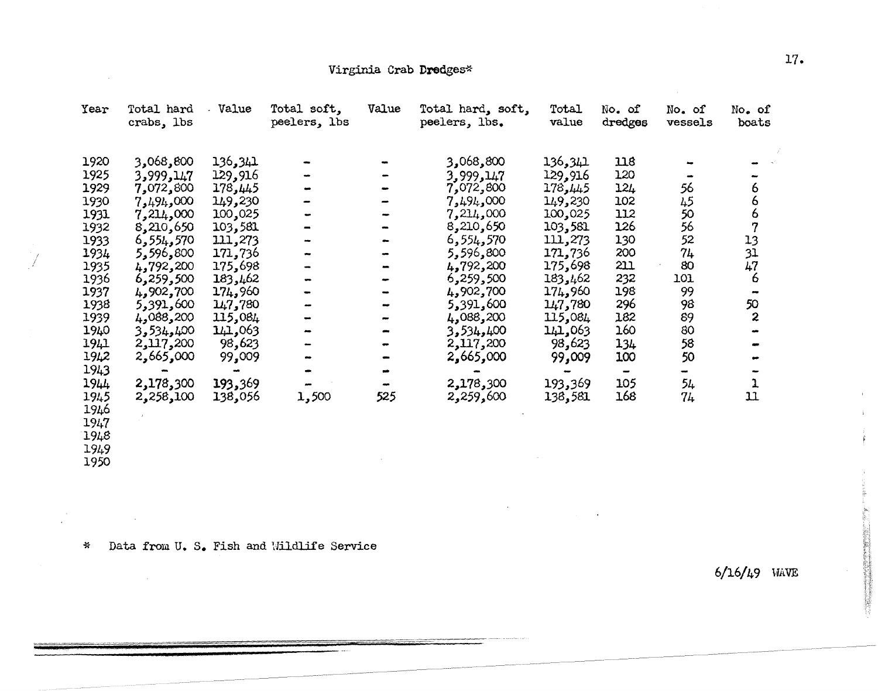## Virginia Crab Dredges*

| Year | Total hard crabs, lbs | Value | Total soft, peelers, lbs | Value | Total hard, soft, peelers, lbs. | Total value | No. of dredges | No. of vessels | No. of boats |
|---|---|---|---|---|---|---|---|---|---|
| 1920 | 3,068,800 | 136,341 | - | - | 3,068,800 | 136,341 | 118 | - | - |
| 1925 | 3,999,147 | 129,916 | - | - | 3,999,147 | 129,916 | 120 | - | - |
| 1929 | 7,072,800 | 178,445 | - | - | 7,072,800 | 178,445 | 124 | 56 | 6 |
| 1930 | 7,494,000 | 149,230 | - | - | 7,494,000 | 149,230 | 102 | 45 | 6 |
| 1931 | 7,214,000 | 100,025 | - | - | 7,214,000 | 100,025 | 112 | 50 | 6 |
| 1932 | 8,210,650 | 103,581 | - | - | 8,210,650 | 103,581 | 126 | 56 | 7 |
| 1933 | 6,554,570 | 111,273 | - | - | 6,554,570 | 111,273 | 130 | 52 | 13 |
| 1934 | 5,596,800 | 171,736 | - | - | 5,596,800 | 171,736 | 200 | 74 | 31 |
| 1935 | 4,792,200 | 175,698 | - | - | 4,792,200 | 175,698 | 211 | 80 | 47 |
| 1936 | 6,259,500 | 183,462 | - | - | 6,259,500 | 183,462 | 232 | 101 | 6 |
| 1937 | 4,902,700 | 174,960 | - | - | 4,902,700 | 174,960 | 198 | 99 | - |
| 1938 | 5,391,600 | 147,780 | - | - | 5,391,600 | 147,780 | 296 | 98 | 50 |
| 1939 | 4,088,200 | 115,084 | - | - | 4,088,200 | 115,084 | 182 | 89 | 2 |
| 1940 | 3,534,400 | 141,063 | - | - | 3,534,400 | 141,063 | 160 | 80 | - |
| 1941 | 2,117,200 | 98,623 | - | - | 2,117,200 | 98,623 | 134 | 58 | - |
| 1942 | 2,665,000 | 99,009 | - | - | 2,665,000 | 99,009 | 100 | 50 | - |
| 1943 | - | - | - | - | - | - | - | - | - |
| 1944 | 2,178,300 | 193,369 | - | - | 2,178,300 | 193,369 | 105 | 54 | 1 |
| 1945 | 2,258,100 | 138,056 | 1,500 | 525 | 2,259,600 | 138,581 | 168 | 74 | 11 |
| 1946 | | | | | | | | | |
| 1947 | | | | | | | | | |
| 1948 | | | | | | | | | |
| 1949 | | | | | | | | | |
| 1950 | | | | | | | | | |

\* Data from U. S. Fish and Wildlife Service

6/16/49 WAVE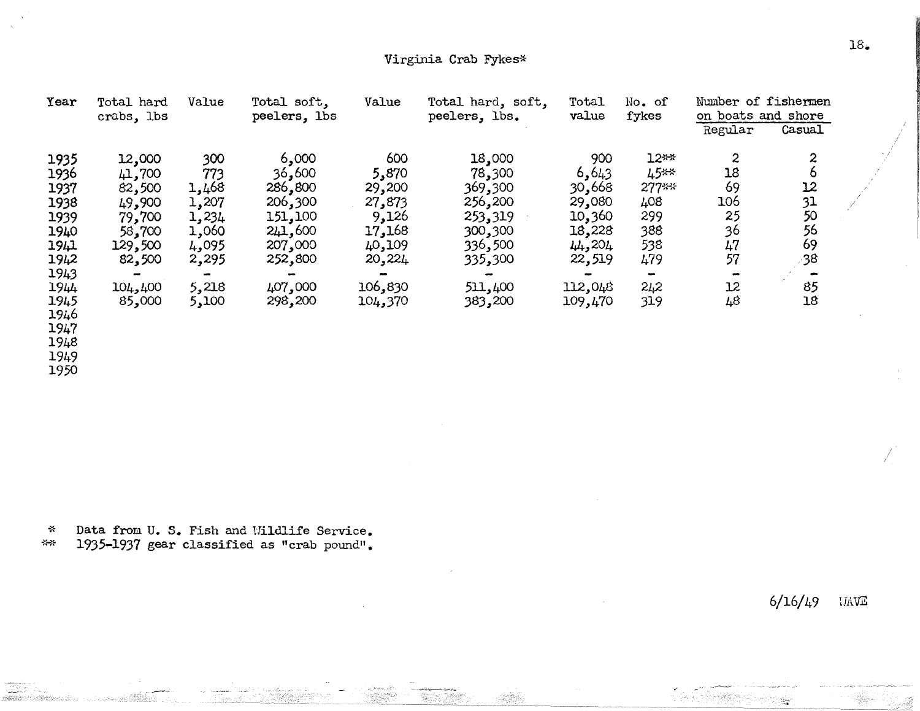Virginia Crab Fykes*

| Year | Total hard crabs, lbs | Value | Total soft, peelers, lbs | Value | Total hard, soft, peelers, lbs. | Total value | No. of fykes | Number of fishermen on boats and shore | |
|---|---|---|---|---|---|---|---|---|---|
| | | | | | | | | Regular | Casual |
| 1935 | 12,000 | 300 | 6,000 | 600 | 18,000 | 900 | 12** | 2 | 2 |
| 1936 | 41,700 | 773 | 36,600 | 5,870 | 78,300 | 6,643 | 45** | 18 | 6 |
| 1937 | 82,500 | 1,468 | 286,800 | 29,200 | 369,300 | 30,668 | 277** | 69 | 12 |
| 1938 | 49,900 | 1,207 | 206,300 | 27,873 | 256,200 | 29,080 | 408 | 106 | 31 |
| 1939 | 79,700 | 1,234 | 151,100 | 9,126 | 253,319 | 10,360 | 299 | 25 | 50 |
| 1940 | 58,700 | 1,060 | 241,600 | 17,168 | 300,300 | 18,228 | 388 | 36 | 56 |
| 1941 | 129,500 | 4,095 | 207,000 | 40,109 | 336,500 | 44,204 | 538 | 47 | 69 |
| 1942 | 82,500 | 2,295 | 252,800 | 20,224 | 335,300 | 22,519 | 479 | 57 | 38 |
| 1943 | - | - | - | - | - | - | - | - | - |
| 1944 | 104,400 | 5,218 | 407,000 | 106,830 | 511,400 | 112,048 | 242 | 12 | 85 |
| 1945 | 85,000 | 5,100 | 298,200 | 104,370 | 383,200 | 109,470 | 319 | 48 | 18 |
| 1946 | | | | | | | | | |
| 1947 | | | | | | | | | |
| 1948 | | | | | | | | | |
| 1949 | | | | | | | | | |
| 1950 | | | | | | | | | |

\* Data from U. S. Fish and Wildlife Service.
** 1935-1937 gear classified as "crab pound".

6/16/49 WAVE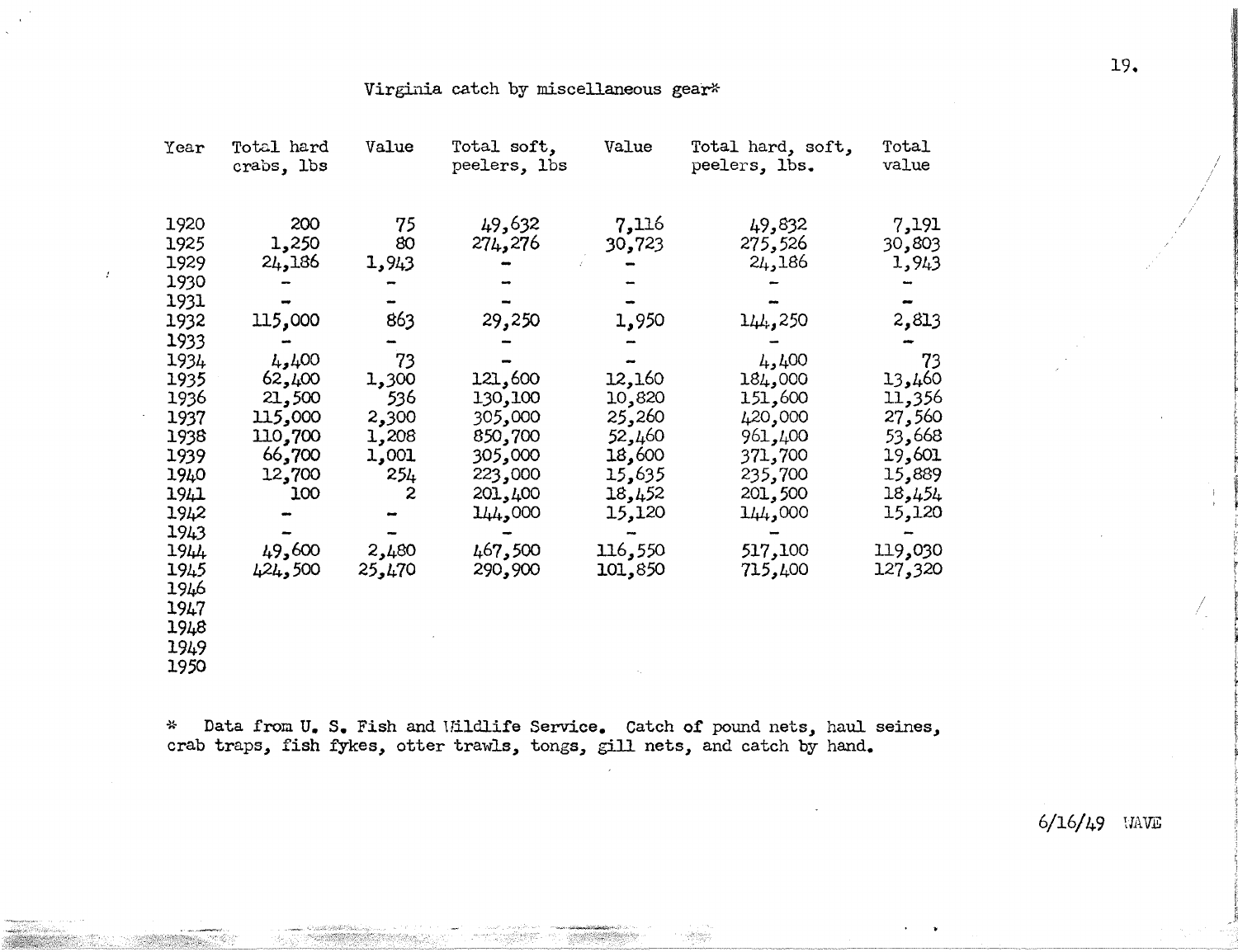Virginia catch by miscellaneous gear*

| Year | Total hard crabs, lbs | Value | Total soft, peelers, lbs | Value | Total hard, soft, peelers, lbs. | Total value |
|---|---|---|---|---|---|---|
| 1920 | 200 | 75 | 49,632 | 7,116 | 49,832 | 7,191 |
| 1925 | 1,250 | 80 | 274,276 | 30,723 | 275,526 | 30,803 |
| 1929 | 24,186 | 1,943 | - | - | 24,186 | 1,943 |
| 1930 | - | - | - | - | - | - |
| 1931 | - | - | - | - | - | - |
| 1932 | 115,000 | 863 | 29,250 | 1,950 | 144,250 | 2,813 |
| 1933 | - | - | - | - | - | - |
| 1934 | 4,400 | 73 | - | - | 4,400 | 73 |
| 1935 | 62,400 | 1,300 | 121,600 | 12,160 | 184,000 | 13,460 |
| 1936 | 21,500 | 536 | 130,100 | 10,820 | 151,600 | 11,356 |
| 1937 | 115,000 | 2,300 | 305,000 | 25,260 | 420,000 | 27,560 |
| 1938 | 110,700 | 1,208 | 850,700 | 52,460 | 961,400 | 53,668 |
| 1939 | 66,700 | 1,001 | 305,000 | 18,600 | 371,700 | 19,601 |
| 1940 | 12,700 | 254 | 223,000 | 15,635 | 235,700 | 15,889 |
| 1941 | 100 | 2 | 201,400 | 18,452 | 201,500 | 18,454 |
| 1942 | - | - | 144,000 | 15,120 | 144,000 | 15,120 |
| 1943 | - | - | - | - | - | - |
| 1944 | 49,600 | 2,480 | 467,500 | 116,550 | 517,100 | 119,030 |
| 1945 | 424,500 | 25,470 | 290,900 | 101,850 | 715,400 | 127,320 |
| 1946 | | | | | | |
| 1947 | | | | | | |
| 1948 | | | | | | |
| 1949 | | | | | | |
| 1950 | | | | | | |

\* Data from U. S. Fish and Wildlife Service. Catch of pound nets, haul seines, crab traps, fish fykes, otter trawls, tongs, gill nets, and catch by hand.

6/16/49 WAVE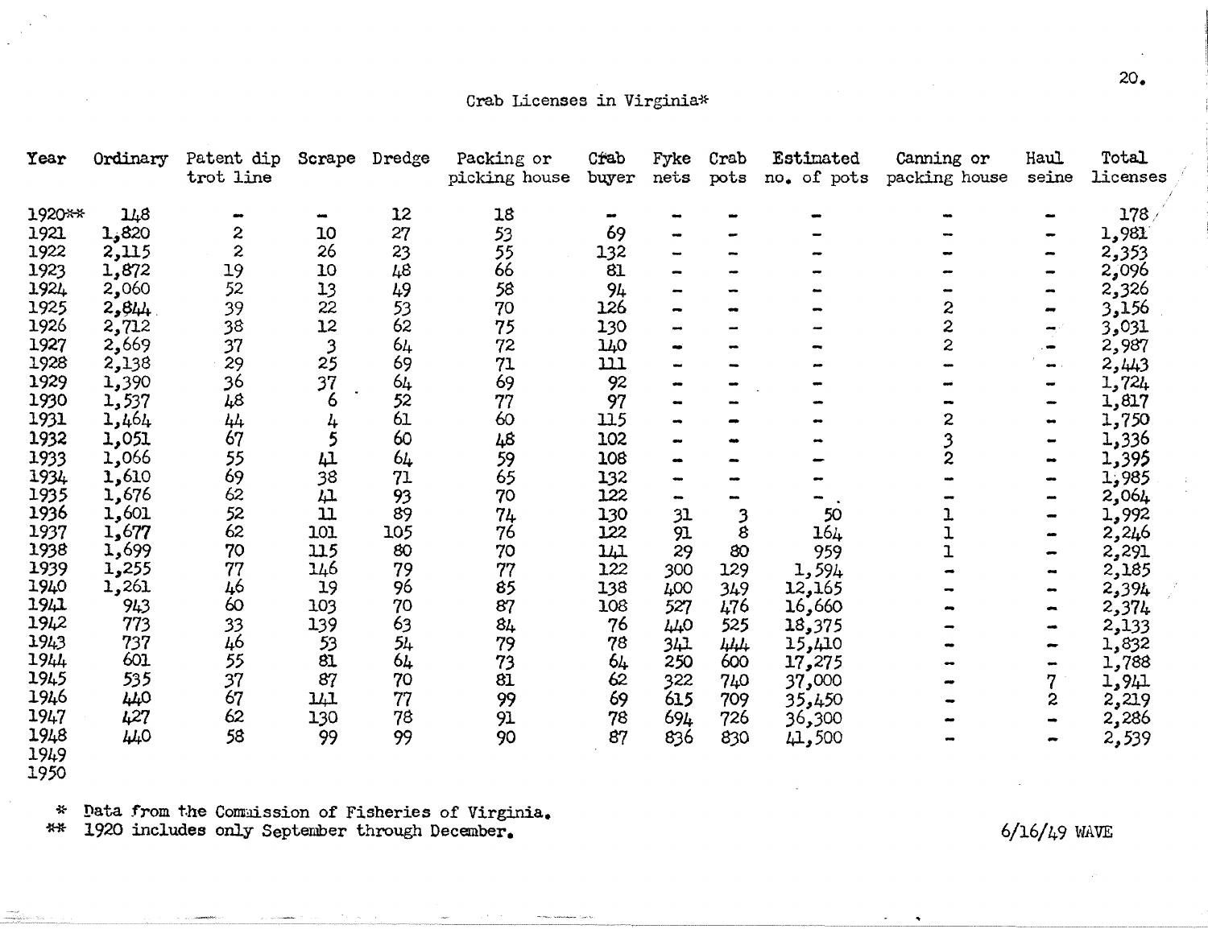Crab Licenses in Virginia*

| Year | Ordinary | Patent dip trot line | Scrape | Dredge | Packing or picking house | Crab buyer | Fyke nets | Crab pots | Estimated no. of pots | Canning or packing house | Haul seine | Total licenses |
|---|---|---|---|---|---|---|---|---|---|---|---|---|
| 1920** | 148 | - | - | 12 | 18 | - | - | - | - | - | - | 178 |
| 1921 | 1,820 | 2 | 10 | 27 | 53 | 69 | - | - | - | - | - | 1,981 |
| 1922 | 2,115 | 2 | 26 | 23 | 55 | 132 | - | - | - | - | - | 2,353 |
| 1923 | 1,872 | 19 | 10 | 48 | 66 | 81 | - | - | - | - | - | 2,096 |
| 1924 | 2,060 | 52 | 13 | 49 | 58 | 94 | - | - | - | - | - | 2,326 |
| 1925 | 2,844 | 39 | 22 | 53 | 70 | 126 | - | - | - | 2 | - | 3,156 |
| 1926 | 2,712 | 38 | 12 | 62 | 75 | 130 | - | - | - | 2 | - | 3,031 |
| 1927 | 2,669 | 37 | 3 | 64 | 72 | 140 | - | - | - | 2 | - | 2,987 |
| 1928 | 2,138 | 29 | 25 | 69 | 71 | 111 | - | - | - | - | - | 2,443 |
| 1929 | 1,390 | 36 | 37 | 64 | 69 | 92 | - | - | - | - | - | 1,724 |
| 1930 | 1,537 | 48 | 6 | 52 | 77 | 97 | - | - | - | - | - | 1,817 |
| 1931 | 1,464 | 44 | 4 | 61 | 60 | 115 | - | - | - | 2 | - | 1,750 |
| 1932 | 1,051 | 67 | 5 | 60 | 48 | 102 | - | - | - | 3 | - | 1,336 |
| 1933 | 1,066 | 55 | 41 | 64 | 59 | 108 | - | - | - | 2 | - | 1,395 |
| 1934 | 1,610 | 69 | 38 | 71 | 65 | 132 | - | - | - | - | - | 1,985 |
| 1935 | 1,676 | 62 | 41 | 93 | 70 | 122 | - | - | - | - | - | 2,064 |
| 1936 | 1,601 | 52 | 11 | 89 | 74 | 130 | 31 | 3 | 50 | 1 | - | 1,992 |
| 1937 | 1,677 | 62 | 101 | 105 | 76 | 122 | 91 | 8 | 164 | 1 | - | 2,246 |
| 1938 | 1,699 | 70 | 115 | 80 | 70 | 141 | 29 | 80 | 959 | 1 | - | 2,291 |
| 1939 | 1,255 | 77 | 146 | 79 | 77 | 122 | 300 | 129 | 1,594 | - | - | 2,185 |
| 1940 | 1,261 | 46 | 19 | 96 | 85 | 138 | 400 | 349 | 12,165 | - | - | 2,394 |
| 1941 | 943 | 60 | 103 | 70 | 87 | 108 | 527 | 476 | 16,660 | - | - | 2,374 |
| 1942 | 773 | 33 | 139 | 63 | 84 | 76 | 440 | 525 | 18,375 | - | - | 2,133 |
| 1943 | 737 | 46 | 53 | 54 | 79 | 78 | 341 | 444 | 15,410 | - | - | 1,832 |
| 1944 | 601 | 55 | 81 | 64 | 73 | 64 | 250 | 600 | 17,275 | - | - | 1,788 |
| 1945 | 535 | 37 | 87 | 70 | 81 | 62 | 322 | 740 | 37,000 | - | 7 | 1,941 |
| 1946 | 440 | 67 | 141 | 77 | 99 | 69 | 615 | 709 | 35,450 | - | 2 | 2,219 |
| 1947 | 427 | 62 | 130 | 78 | 91 | 78 | 694 | 726 | 36,300 | - | - | 2,286 |
| 1948 | 440 | 58 | 99 | 99 | 90 | 87 | 836 | 830 | 41,500 | - | - | 2,539 |
| 1949 | | | | | | | | | | | | |
| 1950 | | | | | | | | | | | | |

\* Data from the Commission of Fisheries of Virginia.
\*\* 1920 includes only September through December.

6/16/49 WAVE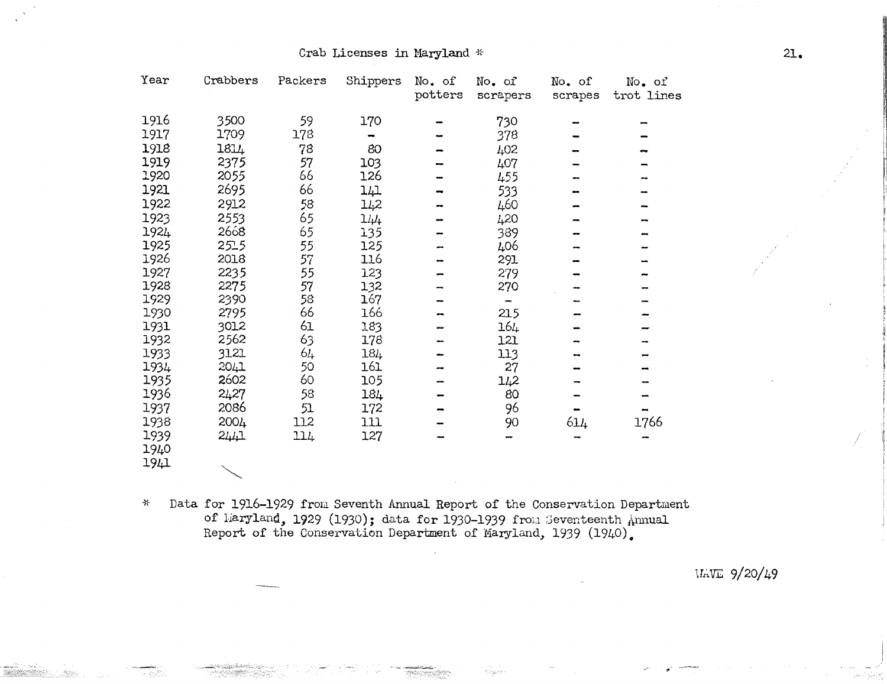## Crab Licenses in Maryland *

| Year | Crabbers | Packers | Shippers | No. of potters | No. of scrapers | No. of scrapes | No. of trot lines |
|---|---|---|---|---|---|---|---|
| 1916 | 3500 | 59 | 170 | - | 730 | - | - |
| 1917 | 1709 | 178 | - | - | 378 | - | - |
| 1918 | 1814 | 78 | 80 | - | 402 | - | - |
| 1919 | 2375 | 57 | 103 | - | 407 | - | - |
| 1920 | 2055 | 66 | 126 | - | 455 | - | - |
| 1921 | 2695 | 66 | 141 | - | 533 | - | - |
| 1922 | 2912 | 58 | 142 | - | 460 | - | - |
| 1923 | 2553 | 65 | 144 | - | 420 | - | - |
| 1924 | 2668 | 65 | 135 | - | 389 | - | - |
| 1925 | 2515 | 55 | 125 | - | 406 | - | - |
| 1926 | 2018 | 57 | 116 | - | 291 | - | - |
| 1927 | 2235 | 55 | 123 | - | 279 | - | - |
| 1928 | 2275 | 57 | 132 | - | 270 | - | - |
| 1929 | 2390 | 58 | 167 | - | - | - | - |
| 1930 | 2795 | 66 | 166 | - | 215 | - | - |
| 1931 | 3012 | 61 | 183 | - | 164 | - | - |
| 1932 | 2562 | 63 | 178 | - | 121 | - | - |
| 1933 | 3121 | 64 | 184 | - | 113 | - | - |
| 1934 | 2041 | 50 | 161 | - | 27 | - | - |
| 1935 | 2602 | 60 | 105 | - | 142 | - | - |
| 1936 | 2427 | 58 | 184 | - | 80 | - | - |
| 1937 | 2086 | 51 | 172 | - | 96 | - | - |
| 1938 | 2004 | 112 | 111 | - | 90 | 614 | 1766 |
| 1939 | 2441 | 114 | 127 | - | - | - | - |
| 1940 | | | | | | | |
| 1941 | | | | | | | |

* Data for 1916-1929 from Seventh Annual Report of the Conservation Department of Maryland, 1929 (1930); data for 1930-1939 from Seventeenth Annual Report of the Conservation Department of Maryland, 1939 (1940).

MAVE 9/20/49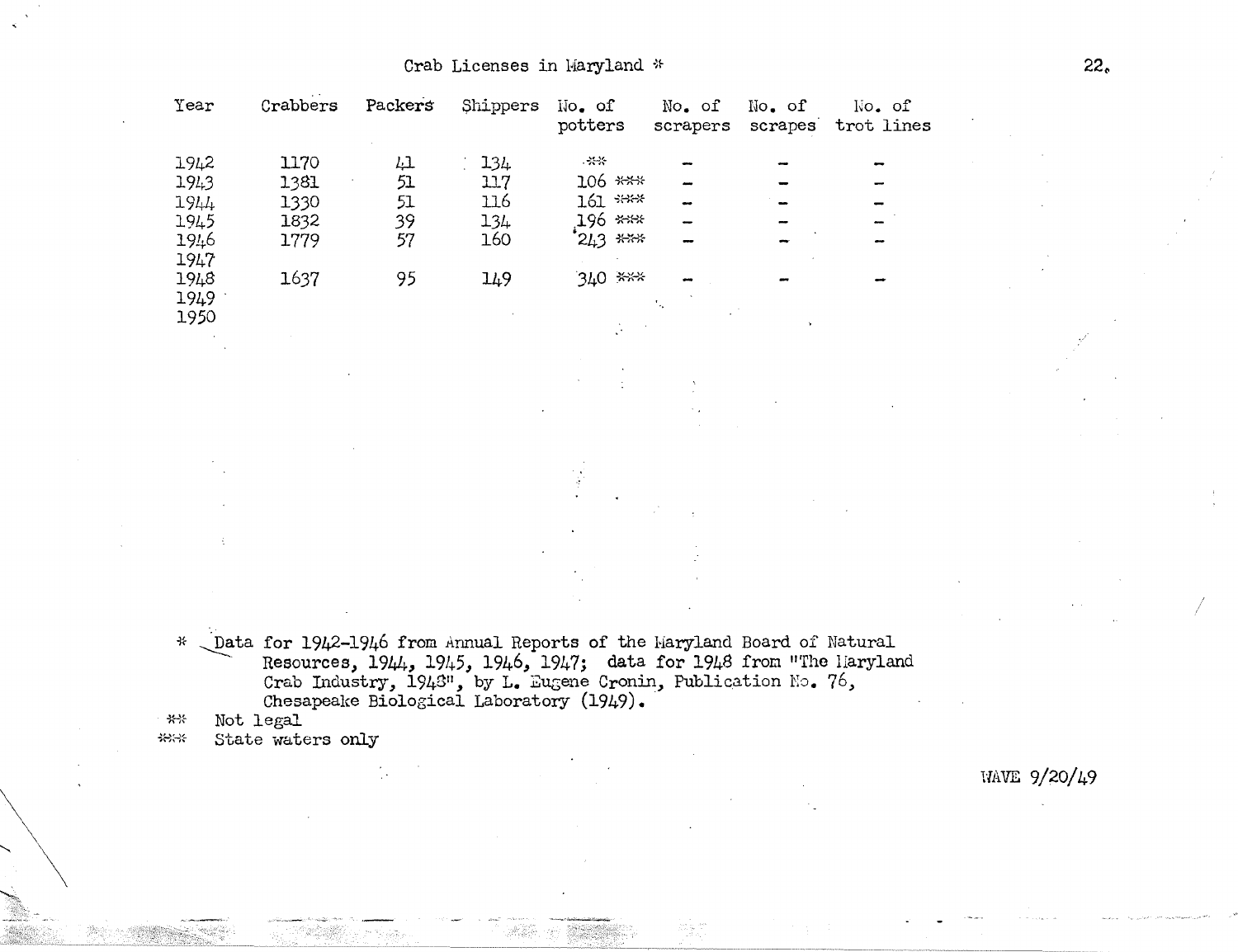## Crab Licenses in Maryland *

| Year | Crabbers | Packers | Shippers | No. of potters | No. of scrapers | No. of scrapes | No. of trot lines |
|---|---|---|---|---|---|---|---|
| 1942 | 1170 | 41 | 134 | ** | - | - | - |
| 1943 | 1381 | 51 | 117 | 106 *** | - | - | - |
| 1944 | 1330 | 51 | 116 | 161 *** | - | - | - |
| 1945 | 1832 | 39 | 134 | 196 *** | - | - | - |
| 1946 | 1779 | 57 | 160 | 243 *** | - | - | - |
| 1947 | | | | | | | |
| 1948 | 1637 | 95 | 149 | 340 *** | - | - | - |
| 1949 | | | | | | | |
| 1950 | | | | | | | |

\* Data for 1942-1946 from Annual Reports of the Maryland Board of Natural Resources, 1944, 1945, 1946, 1947; data for 1948 from "The Maryland Crab Industry, 1948", by L. Eugene Cronin, Publication No. 76, Chesapeake Biological Laboratory (1949).

\*\* Not legal

\*\*\* State waters only

WAVE 9/20/49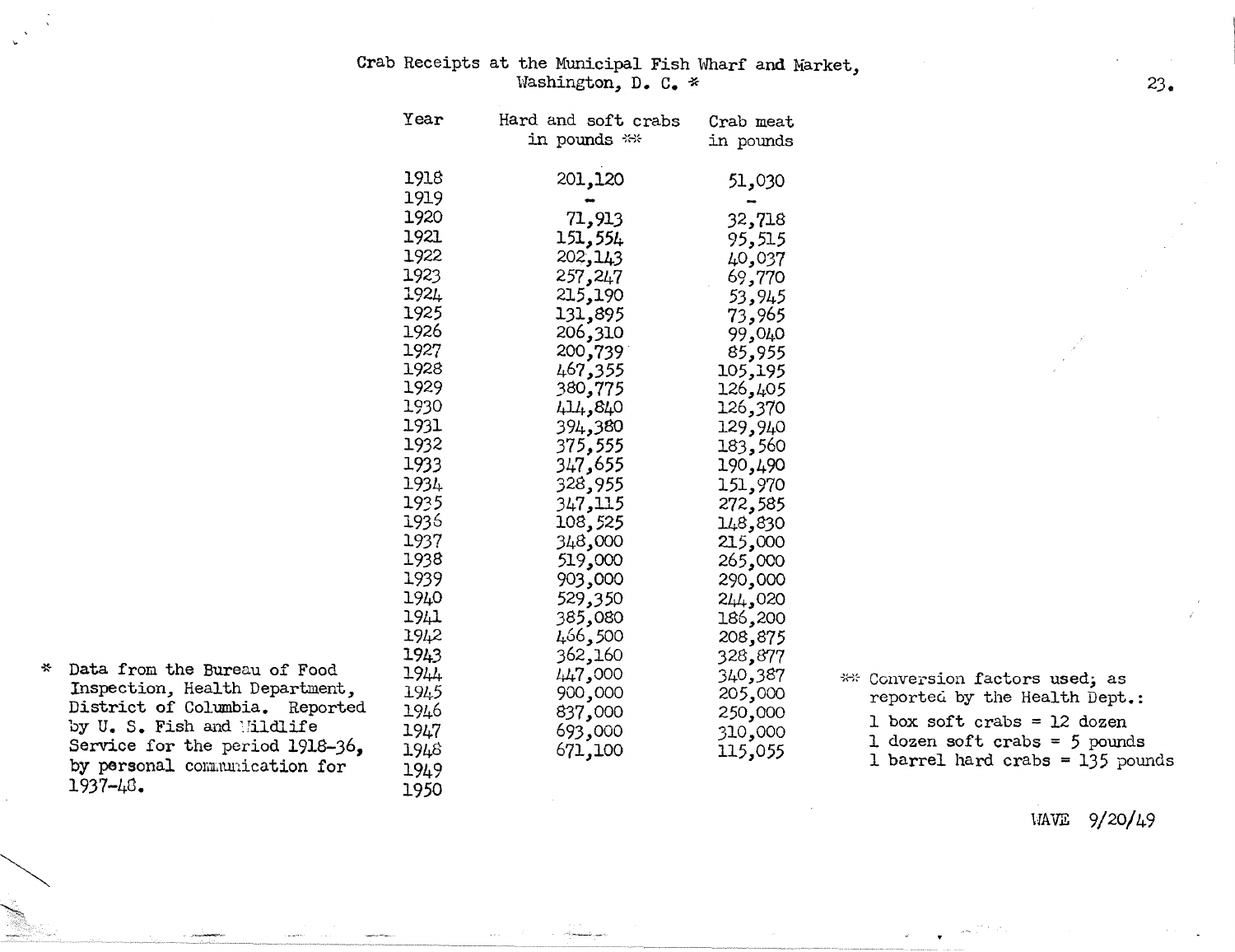Crab Receipts at the Municipal Fish Wharf and Market, Washington, D. C. *

| Year | Hard and soft crabs in pounds ** | Crab meat in pounds |
|---|---|---|
| 1918 | 201,120 | 51,030 |
| 1919 | - | - |
| 1920 | 71,913 | 32,718 |
| 1921 | 151,554 | 95,515 |
| 1922 | 202,143 | 40,037 |
| 1923 | 257,247 | 69,770 |
| 1924 | 215,190 | 53,945 |
| 1925 | 131,895 | 73,965 |
| 1926 | 206,310 | 99,040 |
| 1927 | 200,739 | 85,955 |
| 1928 | 467,355 | 105,195 |
| 1929 | 380,775 | 126,405 |
| 1930 | 414,840 | 126,370 |
| 1931 | 394,380 | 129,940 |
| 1932 | 375,555 | 183,560 |
| 1933 | 347,655 | 190,490 |
| 1934 | 328,955 | 151,970 |
| 1935 | 347,115 | 272,585 |
| 1936 | 108,525 | 148,830 |
| 1937 | 348,000 | 215,000 |
| 1938 | 519,000 | 265,000 |
| 1939 | 903,000 | 290,000 |
| 1940 | 529,350 | 244,020 |
| 1941 | 385,080 | 186,200 |
| 1942 | 466,500 | 208,875 |
| 1943 | 362,160 | 328,877 |
| 1944 | 447,000 | 340,387 |
| 1945 | 900,000 | 205,000 |
| 1946 | 837,000 | 250,000 |
| 1947 | 693,000 | 310,000 |
| 1948 | 671,100 | 115,055 |
| 1949 | | |
| 1950 | | |

* Data from the Bureau of Food Inspection, Health Department, District of Columbia. Reported by U. S. Fish and Wildlife Service for the period 1918-36, by personal communication for 1937-48.

** Conversion factors used; as reported by the Health Dept.:
1 box soft crabs = 12 dozen
1 dozen soft crabs = 5 pounds
1 barrel hard crabs = 135 pounds

WAVE 9/20/49